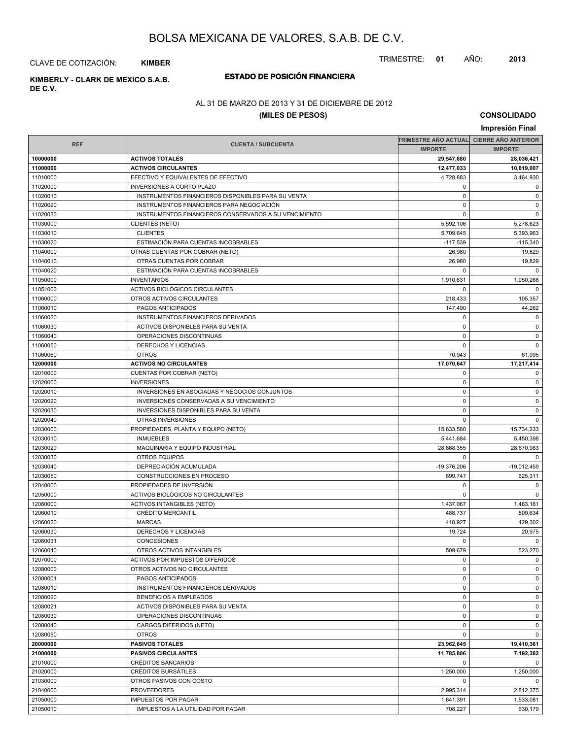# BOLSA MEXICANA DE VALORES, S.A.B. DE C.V.

CLAVE DE COTIZACIÓN: **KIMBER**

TRIMESTRE: **01** AÑO: **2013**

**KIMBERLY - CLARK DE MEXICO S.A.B. DE C.V.**

## ESTADO DE POSICIÓN FINANCIERA

AL 31 DE MARZO DE 2013 Y 31 DE DICIEMBRE DE 2012

**(MILES DE PESOS)**

**CONSOLIDADO**

**Impresión Final**

| REF | CUENTA / SUBCUENTA | TRIMESTRE AÑO ACTUAL | CIERRE AÑO ANTERIOR |
|---|---|---|---|
| | | IMPORTE | IMPORTE |
| **10000000** | **ACTIVOS TOTALES** | **29,547,680** | **28,036,421** |
| **11000000** | **ACTIVOS CIRCULANTES** | **12,477,033** | **10,819,007** |
| 11010000 | EFECTIVO Y EQUIVALENTES DE EFECTIVO | 4,728,883 | 3,464,930 |
| 11020000 | INVERSIONES A CORTO PLAZO | 0 | 0 |
| 11020010 | INSTRUMENTOS FINANCIEROS DISPONIBLES PARA SU VENTA | 0 | 0 |
| 11020020 | INSTRUMENTOS FINANCIEROS PARA NEGOCIACIÓN | 0 | 0 |
| 11020030 | INSTRUMENTOS FINANCIEROS CONSERVADOS A SU VENCIMIENTO | 0 | 0 |
| 11030000 | CLIENTES (NETO) | 5,592,106 | 5,278,623 |
| 11030010 | CLIENTES | 5,709,645 | 5,393,963 |
| 11030020 | ESTIMACIÓN PARA CUENTAS INCOBRABLES | -117,539 | -115,340 |
| 11040000 | OTRAS CUENTAS POR COBRAR (NETO) | 26,980 | 19,829 |
| 11040010 | OTRAS CUENTAS POR COBRAR | 26,980 | 19,829 |
| 11040020 | ESTIMACIÓN PARA CUENTAS INCOBRABLES | 0 | 0 |
| 11050000 | INVENTARIOS | 1,910,631 | 1,950,268 |
| 11051000 | ACTIVOS BIOLÓGICOS CIRCULANTES | 0 | 0 |
| 11060000 | OTROS ACTIVOS CIRCULANTES | 218,433 | 105,357 |
| 11060010 | PAGOS ANTICIPADOS | 147,490 | 44,262 |
| 11060020 | INSTRUMENTOS FINANCIEROS DERIVADOS | 0 | 0 |
| 11060030 | ACTIVOS DISPONIBLES PARA SU VENTA | 0 | 0 |
| 11060040 | OPERACIONES DISCONTINUAS | 0 | 0 |
| 11060050 | DERECHOS Y LICENCIAS | 0 | 0 |
| 11060060 | OTROS | 70,943 | 61,095 |
| **12000000** | **ACTIVOS NO CIRCULANTES** | **17,070,647** | **17,217,414** |
| 12010000 | CUENTAS POR COBRAR (NETO) | 0 | 0 |
| 12020000 | INVERSIONES | 0 | 0 |
| 12020010 | INVERSIONES EN ASOCIADAS Y NEGOCIOS CONJUNTOS | 0 | 0 |
| 12020020 | INVERSIONES CONSERVADAS A SU VENCIMIENTO | 0 | 0 |
| 12020030 | INVERSIONES DISPONIBLES PARA SU VENTA | 0 | 0 |
| 12020040 | OTRAS INVERSIONES | 0 | 0 |
| 12030000 | PROPIEDADES, PLANTA Y EQUIPO (NETO) | 15,633,580 | 15,734,233 |
| 12030010 | INMUEBLES | 5,441,684 | 5,450,398 |
| 12030020 | MAQUINARIA Y EQUIPO INDUSTRIAL | 28,868,355 | 28,670,983 |
| 12030030 | OTROS EQUIPOS | 0 | 0 |
| 12030040 | DEPRECIACIÓN ACUMULADA | -19,376,206 | -19,012,459 |
| 12030050 | CONSTRUCCIONES EN PROCESO | 699,747 | 625,311 |
| 12040000 | PROPIEDADES DE INVERSIÓN | 0 | 0 |
| 12050000 | ACTIVOS BIOLÓGICOS NO CIRCULANTES | 0 | 0 |
| 12060000 | ACTIVOS INTANGIBLES (NETO) | 1,437,067 | 1,483,181 |
| 12060010 | CRÉDITO MERCANTIL | 488,737 | 509,634 |
| 12060020 | MARCAS | 418,927 | 429,302 |
| 12060030 | DERECHOS Y LICENCIAS | 19,724 | 20,975 |
| 12060031 | CONCESIONES | 0 | 0 |
| 12060040 | OTROS ACTIVOS INTANGIBLES | 509,679 | 523,270 |
| 12070000 | ACTIVOS POR IMPUESTOS DIFERIDOS | 0 | 0 |
| 12080000 | OTROS ACTIVOS NO CIRCULANTES | 0 | 0 |
| 12080001 | PAGOS ANTICIPADOS | 0 | 0 |
| 12080010 | INSTRUMENTOS FINANCIEROS DERIVADOS | 0 | 0 |
| 12080020 | BENEFICIOS A EMPLEADOS | 0 | 0 |
| 12080021 | ACTIVOS DISPONIBLES PARA SU VENTA | 0 | 0 |
| 12080030 | OPERACIONES DISCONTINUAS | 0 | 0 |
| 12080040 | CARGOS DIFERIDOS (NETO) | 0 | 0 |
| 12080050 | OTROS | 0 | 0 |
| **20000000** | **PASIVOS TOTALES** | **23,962,845** | **19,410,361** |
| **21000000** | **PASIVOS CIRCULANTES** | **11,785,806** | **7,192,382** |
| 21010000 | CRÉDITOS BANCARIOS | 0 | 0 |
| 21020000 | CRÉDITOS BURSÁTILES | 1,250,000 | 1,250,000 |
| 21030000 | OTROS PASIVOS CON COSTO | 0 | 0 |
| 21040000 | PROVEEDORES | 2,995,314 | 2,812,375 |
| 21050000 | IMPUESTOS POR PAGAR | 1,641,391 | 1,533,081 |
| 21050010 | IMPUESTOS A LA UTILIDAD POR PAGAR | 708,227 | 630,179 |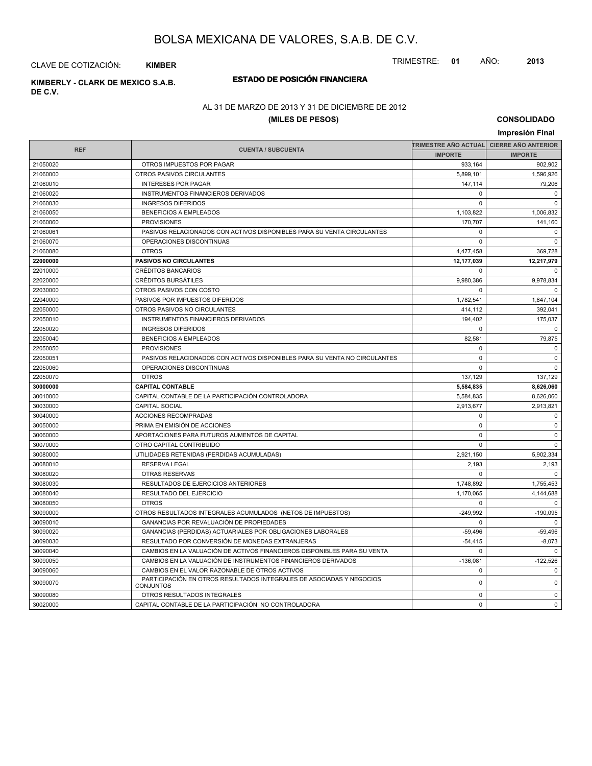# BOLSA MEXICANA DE VALORES, S.A.B. DE C.V.

CLAVE DE COTIZACIÓN: **KIMBER**

TRIMESTRE: **01** AÑO: **2013**

**KIMBERLY - CLARK DE MEXICO S.A.B. DE C.V.**

## ESTADO DE POSICIÓN FINANCIERA

AL 31 DE MARZO DE 2013 Y 31 DE DICIEMBRE DE 2012

**(MILES DE PESOS)**

**CONSOLIDADO**

**Impresión Final**

| REF | CUENTA / SUBCUENTA | TRIMESTRE AÑO ACTUAL | CIERRE AÑO ANTERIOR |
|---|---|---|---|
| | | IMPORTE | IMPORTE |
| 21050020 | OTROS IMPUESTOS POR PAGAR | 933,164 | 902,902 |
| 21060000 | OTROS PASIVOS CIRCULANTES | 5,899,101 | 1,596,926 |
| 21060010 | INTERESES POR PAGAR | 147,114 | 79,206 |
| 21060020 | INSTRUMENTOS FINANCIEROS DERIVADOS | 0 | 0 |
| 21060030 | INGRESOS DIFERIDOS | 0 | 0 |
| 21060050 | BENEFICIOS A EMPLEADOS | 1,103,822 | 1,006,832 |
| 21060060 | PROVISIONES | 170,707 | 141,160 |
| 21060061 | PASIVOS RELACIONADOS CON ACTIVOS DISPONIBLES PARA SU VENTA CIRCULANTES | 0 | 0 |
| 21060070 | OPERACIONES DISCONTINUAS | 0 | 0 |
| 21060080 | OTROS | 4,477,458 | 369,728 |
| **22000000** | **PASIVOS NO CIRCULANTES** | **12,177,039** | **12,217,979** |
| 22010000 | CRÉDITOS BANCARIOS | 0 | 0 |
| 22020000 | CRÉDITOS BURSÁTILES | 9,980,386 | 9,978,834 |
| 22030000 | OTROS PASIVOS CON COSTO | 0 | 0 |
| 22040000 | PASIVOS POR IMPUESTOS DIFERIDOS | 1,782,541 | 1,847,104 |
| 22050000 | OTROS PASIVOS NO CIRCULANTES | 414,112 | 392,041 |
| 22050010 | INSTRUMENTOS FINANCIEROS DERIVADOS | 194,402 | 175,037 |
| 22050020 | INGRESOS DIFERIDOS | 0 | 0 |
| 22050040 | BENEFICIOS A EMPLEADOS | 82,581 | 79,875 |
| 22050050 | PROVISIONES | 0 | 0 |
| 22050051 | PASIVOS RELACIONADOS CON ACTIVOS DISPONIBLES PARA SU VENTA NO CIRCULANTES | 0 | 0 |
| 22050060 | OPERACIONES DISCONTINUAS | 0 | 0 |
| 22050070 | OTROS | 137,129 | 137,129 |
| **30000000** | **CAPITAL CONTABLE** | **5,584,835** | **8,626,060** |
| 30010000 | CAPITAL CONTABLE DE LA PARTICIPACIÓN CONTROLADORA | 5,584,835 | 8,626,060 |
| 30030000 | CAPITAL SOCIAL | 2,913,677 | 2,913,821 |
| 30040000 | ACCIONES RECOMPRADAS | 0 | 0 |
| 30050000 | PRIMA EN EMISIÓN DE ACCIONES | 0 | 0 |
| 30060000 | APORTACIONES PARA FUTUROS AUMENTOS DE CAPITAL | 0 | 0 |
| 30070000 | OTRO CAPITAL CONTRIBUIDO | 0 | 0 |
| 30080000 | UTILIDADES RETENIDAS (PERDIDAS ACUMULADAS) | 2,921,150 | 5,902,334 |
| 30080010 | RESERVA LEGAL | 2,193 | 2,193 |
| 30080020 | OTRAS RESERVAS | 0 | 0 |
| 30080030 | RESULTADOS DE EJERCICIOS ANTERIORES | 1,748,892 | 1,755,453 |
| 30080040 | RESULTADO DEL EJERCICIO | 1,170,065 | 4,144,688 |
| 30080050 | OTROS | 0 | 0 |
| 30090000 | OTROS RESULTADOS INTEGRALES ACUMULADOS (NETOS DE IMPUESTOS) | -249,992 | -190,095 |
| 30090010 | GANANCIAS POR REVALUACIÓN DE PROPIEDADES | 0 | 0 |
| 30090020 | GANANCIAS (PERDIDAS) ACTUARIALES POR OBLIGACIONES LABORALES | -59,496 | -59,496 |
| 30090030 | RESULTADO POR CONVERSIÓN DE MONEDAS EXTRANJERAS | -54,415 | -8,073 |
| 30090040 | CAMBIOS EN LA VALUACIÓN DE ACTIVOS FINANCIEROS DISPONIBLES PARA SU VENTA | 0 | 0 |
| 30090050 | CAMBIOS EN LA VALUACIÓN DE INSTRUMENTOS FINANCIEROS DERIVADOS | -136,081 | -122,526 |
| 30090060 | CAMBIOS EN EL VALOR RAZONABLE DE OTROS ACTIVOS | 0 | 0 |
| 30090070 | PARTICIPACIÓN EN OTROS RESULTADOS INTEGRALES DE ASOCIADAS Y NEGOCIOS CONJUNTOS | 0 | 0 |
| 30090080 | OTROS RESULTADOS INTEGRALES | 0 | 0 |
| 30020000 | CAPITAL CONTABLE DE LA PARTICIPACIÓN NO CONTROLADORA | 0 | 0 |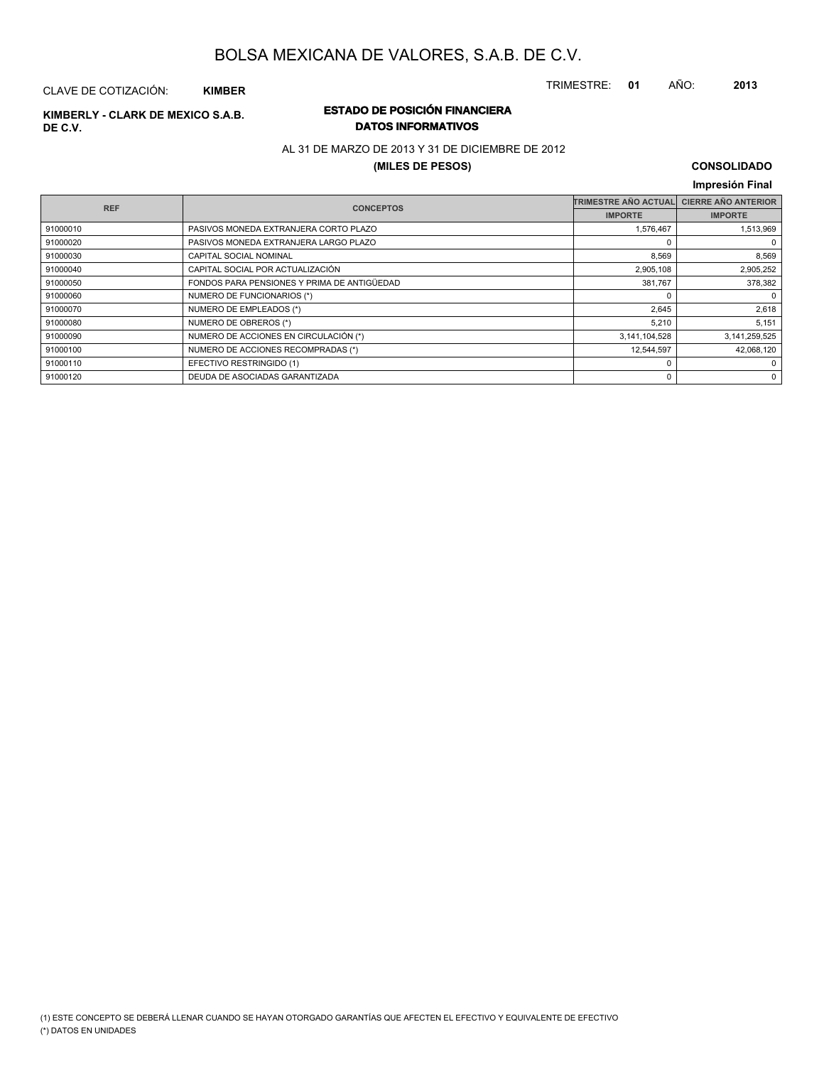# BOLSA MEXICANA DE VALORES, S.A.B. DE C.V.

CLAVE DE COTIZACIÓN: **KIMBER**

TRIMESTRE: **01** AÑO: **2013**

**KIMBERLY - CLARK DE MEXICO S.A.B. DE C.V.**

## ESTADO DE POSICIÓN FINANCIERA
### DATOS INFORMATIVOS

AL 31 DE MARZO DE 2013 Y 31 DE DICIEMBRE DE 2012

**(MILES DE PESOS)**

**CONSOLIDADO**

**Impresión Final**

| REF | CONCEPTOS | TRIMESTRE AÑO ACTUAL | CIERRE AÑO ANTERIOR |
|---|---|---|---|
| | | IMPORTE | IMPORTE |
| 91000010 | PASIVOS MONEDA EXTRANJERA CORTO PLAZO | 1,576,467 | 1,513,969 |
| 91000020 | PASIVOS MONEDA EXTRANJERA LARGO PLAZO | 0 | 0 |
| 91000030 | CAPITAL SOCIAL NOMINAL | 8,569 | 8,569 |
| 91000040 | CAPITAL SOCIAL POR ACTUALIZACIÓN | 2,905,108 | 2,905,252 |
| 91000050 | FONDOS PARA PENSIONES Y PRIMA DE ANTIGÜEDAD | 381,767 | 378,382 |
| 91000060 | NUMERO DE FUNCIONARIOS (*) | 0 | 0 |
| 91000070 | NUMERO DE EMPLEADOS (*) | 2,645 | 2,618 |
| 91000080 | NUMERO DE OBREROS (*) | 5,210 | 5,151 |
| 91000090 | NUMERO DE ACCIONES EN CIRCULACIÓN (*) | 3,141,104,528 | 3,141,259,525 |
| 91000100 | NUMERO DE ACCIONES RECOMPRADAS (*) | 12,544,597 | 42,068,120 |
| 91000110 | EFECTIVO RESTRINGIDO (1) | 0 | 0 |
| 91000120 | DEUDA DE ASOCIADAS GARANTIZADA | 0 | 0 |

(1) ESTE CONCEPTO SE DEBERÁ LLENAR CUANDO SE HAYAN OTORGADO GARANTÍAS QUE AFECTEN EL EFECTIVO Y EQUIVALENTE DE EFECTIVO

(*) DATOS EN UNIDADES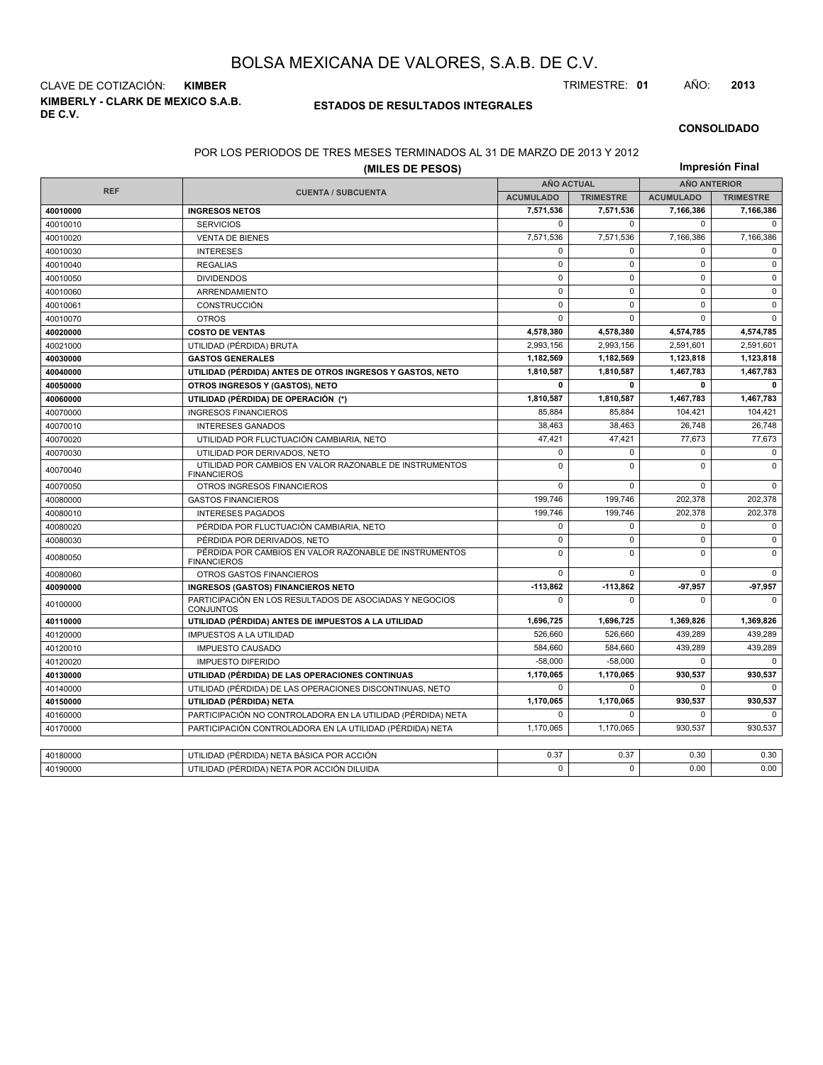# BOLSA MEXICANA DE VALORES, S.A.B. DE C.V.

CLAVE DE COTIZACIÓN: **KIMBER**

TRIMESTRE: **01** AÑO: **2013**

**KIMBERLY - CLARK DE MEXICO S.A.B. DE C.V.**

## ESTADOS DE RESULTADOS INTEGRALES

**CONSOLIDADO**

POR LOS PERIODOS DE TRES MESES TERMINADOS AL 31 DE MARZO DE 2013 Y 2012

**(MILES DE PESOS)**

**Impresión Final**

| REF | CUENTA / SUBCUENTA | AÑO ACTUAL | | AÑO ANTERIOR | |
|---|---|---|---|---|---|
| | | ACUMULADO | TRIMESTRE | ACUMULADO | TRIMESTRE |
| **40010000** | **INGRESOS NETOS** | **7,571,536** | **7,571,536** | **7,166,386** | **7,166,386** |
| 40010010 | SERVICIOS | 0 | 0 | 0 | 0 |
| 40010020 | VENTA DE BIENES | 7,571,536 | 7,571,536 | 7,166,386 | 7,166,386 |
| 40010030 | INTERESES | 0 | 0 | 0 | 0 |
| 40010040 | REGALIAS | 0 | 0 | 0 | 0 |
| 40010050 | DIVIDENDOS | 0 | 0 | 0 | 0 |
| 40010060 | ARRENDAMIENTO | 0 | 0 | 0 | 0 |
| 40010061 | CONSTRUCCIÓN | 0 | 0 | 0 | 0 |
| 40010070 | OTROS | 0 | 0 | 0 | 0 |
| **40020000** | **COSTO DE VENTAS** | **4,578,380** | **4,578,380** | **4,574,785** | **4,574,785** |
| 40021000 | UTILIDAD (PÉRDIDA) BRUTA | 2,993,156 | 2,993,156 | 2,591,601 | 2,591,601 |
| **40030000** | **GASTOS GENERALES** | **1,182,569** | **1,182,569** | **1,123,818** | **1,123,818** |
| **40040000** | **UTILIDAD (PÉRDIDA) ANTES DE OTROS INGRESOS Y GASTOS, NETO** | **1,810,587** | **1,810,587** | **1,467,783** | **1,467,783** |
| **40050000** | **OTROS INGRESOS Y (GASTOS), NETO** | **0** | **0** | **0** | **0** |
| **40060000** | **UTILIDAD (PÉRDIDA) DE OPERACIÓN (*)** | **1,810,587** | **1,810,587** | **1,467,783** | **1,467,783** |
| 40070000 | INGRESOS FINANCIEROS | 85,884 | 85,884 | 104,421 | 104,421 |
| 40070010 | INTERESES GANADOS | 38,463 | 38,463 | 26,748 | 26,748 |
| 40070020 | UTILIDAD POR FLUCTUACIÓN CAMBIARIA, NETO | 47,421 | 47,421 | 77,673 | 77,673 |
| 40070030 | UTILIDAD POR DERIVADOS, NETO | 0 | 0 | 0 | 0 |
| 40070040 | UTILIDAD POR CAMBIOS EN VALOR RAZONABLE DE INSTRUMENTOS FINANCIEROS | 0 | 0 | 0 | 0 |
| 40070050 | OTROS INGRESOS FINANCIEROS | 0 | 0 | 0 | 0 |
| 40080000 | GASTOS FINANCIEROS | 199,746 | 199,746 | 202,378 | 202,378 |
| 40080010 | INTERESES PAGADOS | 199,746 | 199,746 | 202,378 | 202,378 |
| 40080020 | PÉRDIDA POR FLUCTUACIÓN CAMBIARIA, NETO | 0 | 0 | 0 | 0 |
| 40080030 | PÉRDIDA POR DERIVADOS, NETO | 0 | 0 | 0 | 0 |
| 40080050 | PÉRDIDA POR CAMBIOS EN VALOR RAZONABLE DE INSTRUMENTOS FINANCIEROS | 0 | 0 | 0 | 0 |
| 40080060 | OTROS GASTOS FINANCIEROS | 0 | 0 | 0 | 0 |
| **40090000** | **INGRESOS (GASTOS) FINANCIEROS NETO** | **-113,862** | **-113,862** | **-97,957** | **-97,957** |
| 40100000 | PARTICIPACIÓN EN LOS RESULTADOS DE ASOCIADAS Y NEGOCIOS CONJUNTOS | 0 | 0 | 0 | 0 |
| **40110000** | **UTILIDAD (PÉRDIDA) ANTES DE IMPUESTOS A LA UTILIDAD** | **1,696,725** | **1,696,725** | **1,369,826** | **1,369,826** |
| 40120000 | IMPUESTOS A LA UTILIDAD | 526,660 | 526,660 | 439,289 | 439,289 |
| 40120010 | IMPUESTO CAUSADO | 584,660 | 584,660 | 439,289 | 439,289 |
| 40120020 | IMPUESTO DIFERIDO | -58,000 | -58,000 | 0 | 0 |
| **40130000** | **UTILIDAD (PÉRDIDA) DE LAS OPERACIONES CONTINUAS** | **1,170,065** | **1,170,065** | **930,537** | **930,537** |
| 40140000 | UTILIDAD (PÉRDIDA) DE LAS OPERACIONES DISCONTINUAS, NETO | 0 | 0 | 0 | 0 |
| **40150000** | **UTILIDAD (PÉRDIDA) NETA** | **1,170,065** | **1,170,065** | **930,537** | **930,537** |
| 40160000 | PARTICIPACIÓN NO CONTROLADORA EN LA UTILIDAD (PÉRDIDA) NETA | 0 | 0 | 0 | 0 |
| 40170000 | PARTICIPACIÓN CONTROLADORA EN LA UTILIDAD (PÉRDIDA) NETA | 1,170,065 | 1,170,065 | 930,537 | 930,537 |

| REF | CUENTA / SUBCUENTA | ACUMULADO | TRIMESTRE | ACUMULADO | TRIMESTRE |
|---|---|---|---|---|---|
| 40180000 | UTILIDAD (PÉRDIDA) NETA BÁSICA POR ACCIÓN | 0.37 | 0.37 | 0.30 | 0.30 |
| 40190000 | UTILIDAD (PÉRDIDA) NETA POR ACCIÓN DILUIDA | 0 | 0 | 0.00 | 0.00 |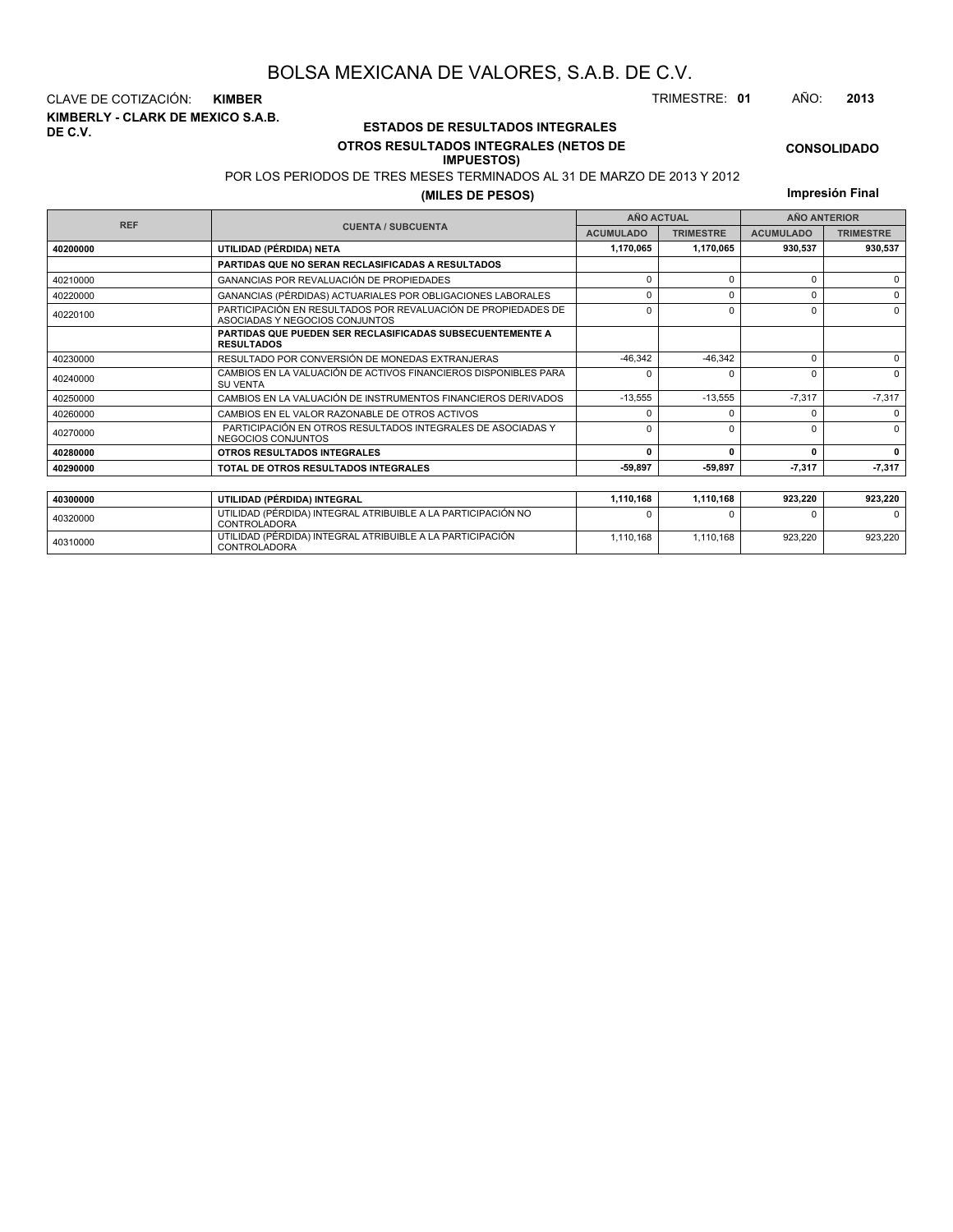# BOLSA MEXICANA DE VALORES, S.A.B. DE C.V.

CLAVE DE COTIZACIÓN: **KIMBER**

TRIMESTRE: **01** AÑO: **2013**

**KIMBERLY - CLARK DE MEXICO S.A.B. DE C.V.**

## ESTADOS DE RESULTADOS INTEGRALES

### OTROS RESULTADOS INTEGRALES (NETOS DE IMPUESTOS)

POR LOS PERIODOS DE TRES MESES TERMINADOS AL 31 DE MARZO DE 2013 Y 2012

**(MILES DE PESOS)**

**CONSOLIDADO**

**Impresión Final**

| REF | CUENTA / SUBCUENTA | AÑO ACTUAL | | AÑO ANTERIOR | |
|---|---|---|---|---|---|
| | | ACUMULADO | TRIMESTRE | ACUMULADO | TRIMESTRE |
| **40200000** | **UTILIDAD (PÉRDIDA) NETA** | **1,170,065** | **1,170,065** | **930,537** | **930,537** |
| | **PARTIDAS QUE NO SERAN RECLASIFICADAS A RESULTADOS** | | | | |
| 40210000 | GANANCIAS POR REVALUACIÓN DE PROPIEDADES | 0 | 0 | 0 | 0 |
| 40220000 | GANANCIAS (PÉRDIDAS) ACTUARIALES POR OBLIGACIONES LABORALES | 0 | 0 | 0 | 0 |
| 40220100 | PARTICIPACIÓN EN RESULTADOS POR REVALUACIÓN DE PROPIEDADES DE ASOCIADAS Y NEGOCIOS CONJUNTOS | 0 | 0 | 0 | 0 |
| | **PARTIDAS QUE PUEDEN SER RECLASIFICADAS SUBSECUENTEMENTE A RESULTADOS** | | | | |
| 40230000 | RESULTADO POR CONVERSIÓN DE MONEDAS EXTRANJERAS | -46,342 | -46,342 | 0 | 0 |
| 40240000 | CAMBIOS EN LA VALUACIÓN DE ACTIVOS FINANCIEROS DISPONIBLES PARA SU VENTA | 0 | 0 | 0 | 0 |
| 40250000 | CAMBIOS EN LA VALUACIÓN DE INSTRUMENTOS FINANCIEROS DERIVADOS | -13,555 | -13,555 | -7,317 | -7,317 |
| 40260000 | CAMBIOS EN EL VALOR RAZONABLE DE OTROS ACTIVOS | 0 | 0 | 0 | 0 |
| 40270000 | PARTICIPACIÓN EN OTROS RESULTADOS INTEGRALES DE ASOCIADAS Y NEGOCIOS CONJUNTOS | 0 | 0 | 0 | 0 |
| **40280000** | **OTROS RESULTADOS INTEGRALES** | **0** | **0** | **0** | **0** |
| **40290000** | **TOTAL DE OTROS RESULTADOS INTEGRALES** | **-59,897** | **-59,897** | **-7,317** | **-7,317** |

| REF | CUENTA / SUBCUENTA | ACUMULADO | TRIMESTRE | ACUMULADO | TRIMESTRE |
|---|---|---|---|---|---|
| **40300000** | **UTILIDAD (PÉRDIDA) INTEGRAL** | **1,110,168** | **1,110,168** | **923,220** | **923,220** |
| 40320000 | UTILIDAD (PÉRDIDA) INTEGRAL ATRIBUIBLE A LA PARTICIPACIÓN NO CONTROLADORA | 0 | 0 | 0 | 0 |
| 40310000 | UTILIDAD (PÉRDIDA) INTEGRAL ATRIBUIBLE A LA PARTICIPACIÓN CONTROLADORA | 1,110,168 | 1,110,168 | 923,220 | 923,220 |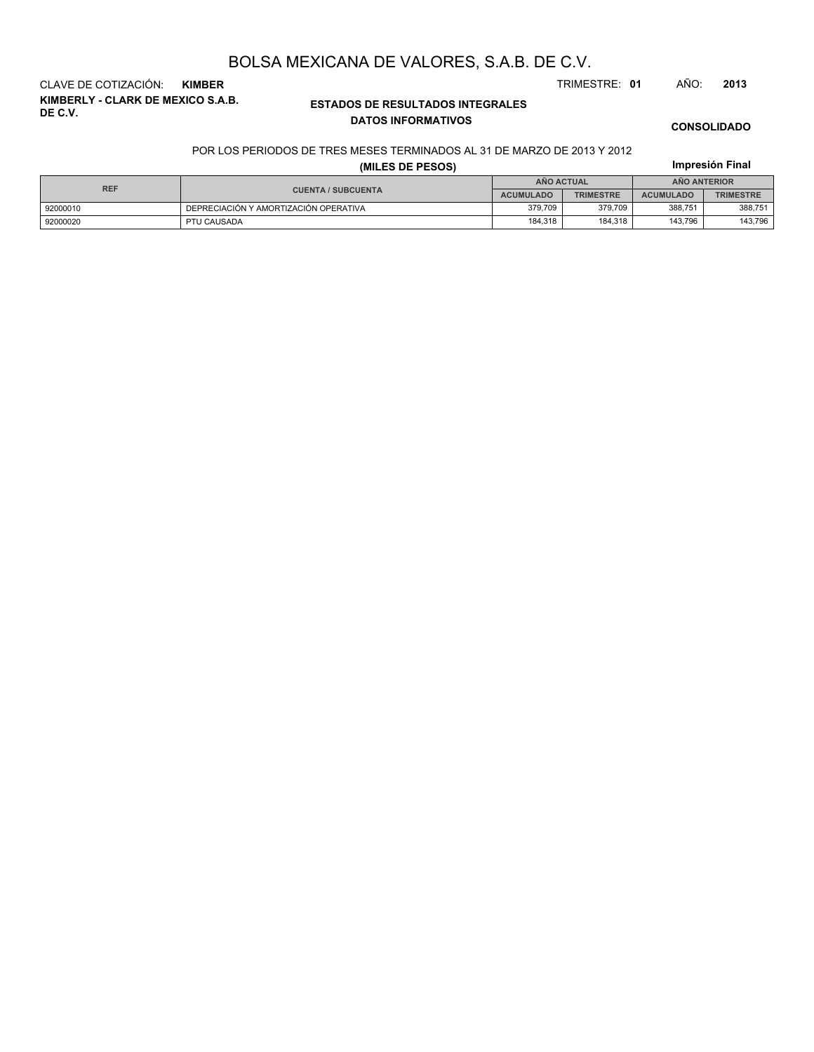# BOLSA MEXICANA DE VALORES, S.A.B. DE C.V.

CLAVE DE COTIZACIÓN: **KIMBER**

TRIMESTRE: **01** AÑO: **2013**

**KIMBERLY - CLARK DE MEXICO S.A.B. DE C.V.**

## ESTADOS DE RESULTADOS INTEGRALES

### DATOS INFORMATIVOS

**CONSOLIDADO**

POR LOS PERIODOS DE TRES MESES TERMINADOS AL 31 DE MARZO DE 2013 Y 2012

**(MILES DE PESOS)**

**Impresión Final**

| REF | CUENTA / SUBCUENTA | AÑO ACTUAL | | AÑO ANTERIOR | |
|---|---|---|---|---|---|
| | | ACUMULADO | TRIMESTRE | ACUMULADO | TRIMESTRE |
| 92000010 | DEPRECIACIÓN Y AMORTIZACIÓN OPERATIVA | 379,709 | 379,709 | 388,751 | 388,751 |
| 92000020 | PTU CAUSADA | 184,318 | 184,318 | 143,796 | 143,796 |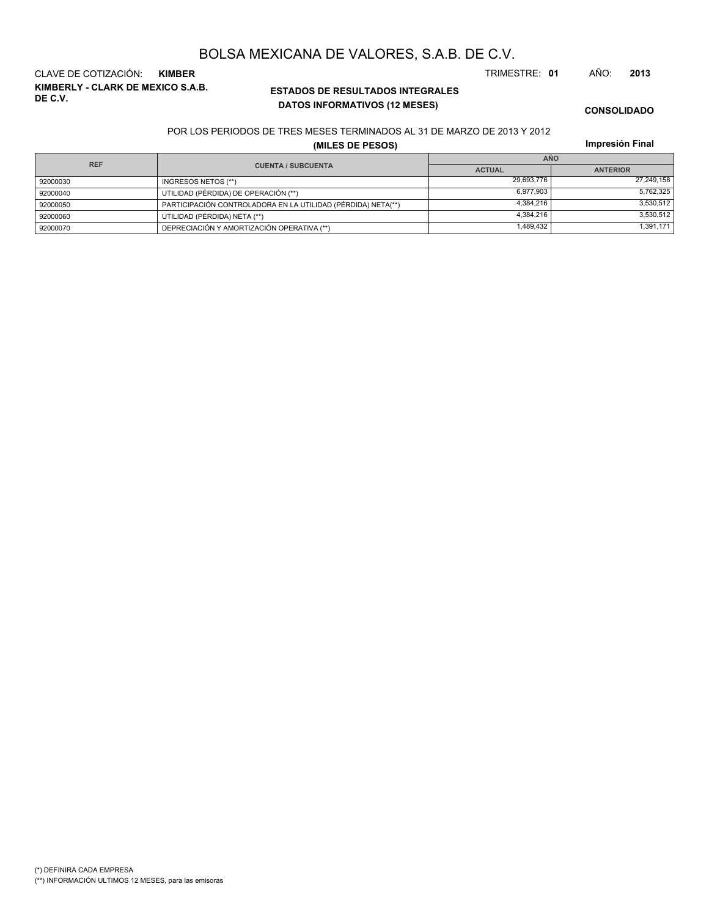# BOLSA MEXICANA DE VALORES, S.A.B. DE C.V.

CLAVE DE COTIZACIÓN: **KIMBER**

TRIMESTRE: **01** AÑO: **2013**

**KIMBERLY - CLARK DE MEXICO S.A.B. DE C.V.**

## ESTADOS DE RESULTADOS INTEGRALES
## DATOS INFORMATIVOS (12 MESES)

**CONSOLIDADO**

POR LOS PERIODOS DE TRES MESES TERMINADOS AL 31 DE MARZO DE 2013 Y 2012

**(MILES DE PESOS)**

**Impresión Final**

| REF | CUENTA / SUBCUENTA | AÑO | |
|---|---|---|---|
| | | ACTUAL | ANTERIOR |
| 92000030 | INGRESOS NETOS (**) | 29,693,776 | 27,249,158 |
| 92000040 | UTILIDAD (PÉRDIDA) DE OPERACIÓN (**) | 6,977,903 | 5,762,325 |
| 92000050 | PARTICIPACIÓN CONTROLADORA EN LA UTILIDAD (PÉRDIDA) NETA(**) | 4,384,216 | 3,530,512 |
| 92000060 | UTILIDAD (PÉRDIDA) NETA (**) | 4,384,216 | 3,530,512 |
| 92000070 | DEPRECIACIÓN Y AMORTIZACIÓN OPERATIVA (**) | 1,489,432 | 1,391,171 |

(*) DEFINIRA CADA EMPRESA

(**) INFORMACIÓN ULTIMOS 12 MESES, para las emisoras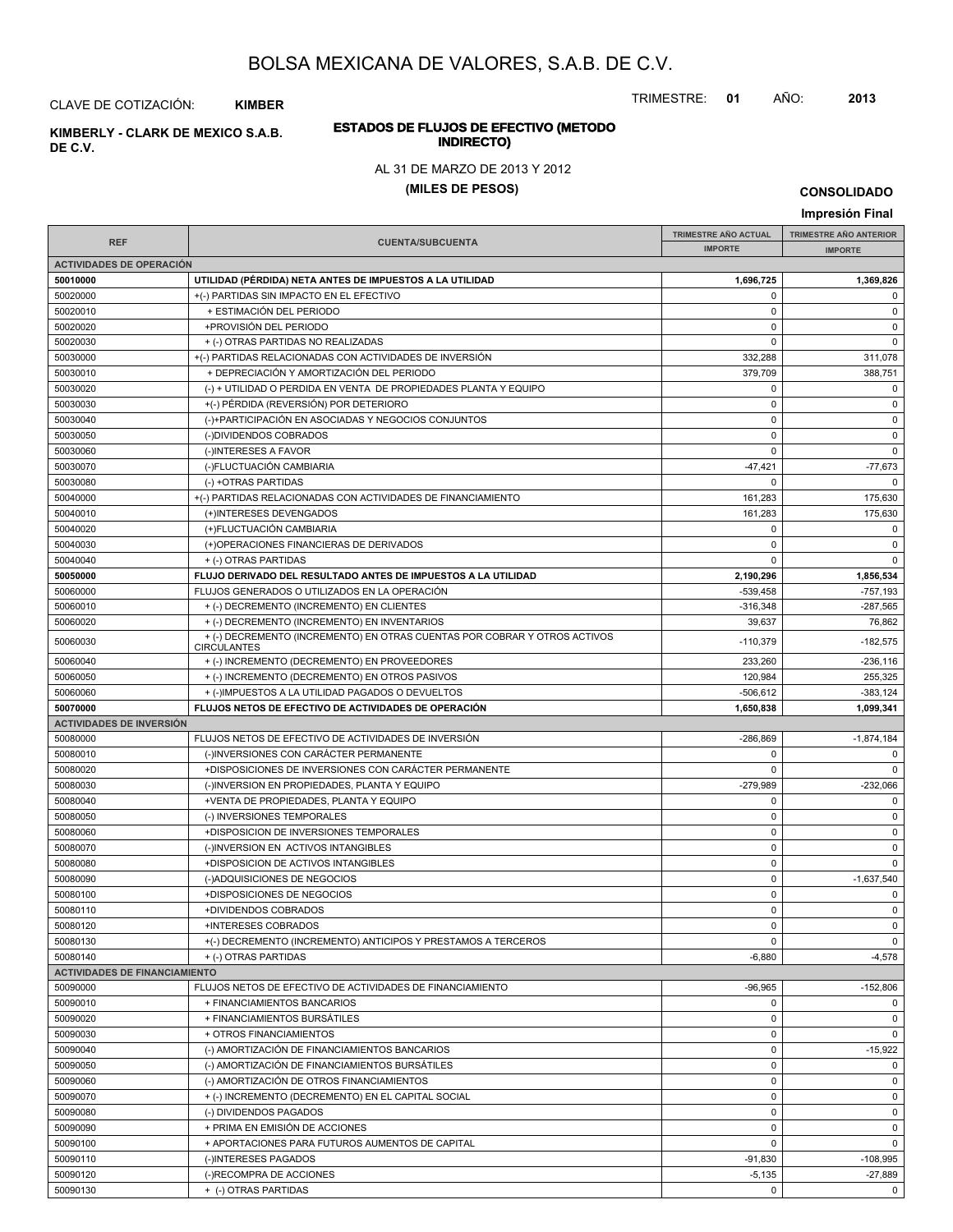# BOLSA MEXICANA DE VALORES, S.A.B. DE C.V.

CLAVE DE COTIZACIÓN: **KIMBER**

TRIMESTRE: **01** AÑO: **2013**

**KIMBERLY - CLARK DE MEXICO S.A.B. DE C.V.**

## ESTADOS DE FLUJOS DE EFECTIVO (METODO INDIRECTO)

AL 31 DE MARZO DE 2013 Y 2012

**(MILES DE PESOS)**

**CONSOLIDADO**

**Impresión Final**

| REF | CUENTA/SUBCUENTA | TRIMESTRE AÑO ACTUAL IMPORTE | TRIMESTRE AÑO ANTERIOR IMPORTE |
|---|---|---|---|
| **ACTIVIDADES DE OPERACIÓN** | | | |
| **50010000** | **UTILIDAD (PÉRDIDA) NETA ANTES DE IMPUESTOS A LA UTILIDAD** | **1,696,725** | **1,369,826** |
| 50020000 | +(-) PARTIDAS SIN IMPACTO EN EL EFECTIVO | 0 | 0 |
| 50020010 | + ESTIMACIÓN DEL PERIODO | 0 | 0 |
| 50020020 | +PROVISIÓN DEL PERIODO | 0 | 0 |
| 50020030 | + (-) OTRAS PARTIDAS NO REALIZADAS | 0 | 0 |
| 50030000 | +(-) PARTIDAS RELACIONADAS CON ACTIVIDADES DE INVERSIÓN | 332,288 | 311,078 |
| 50030010 | + DEPRECIACIÓN Y AMORTIZACIÓN DEL PERIODO | 379,709 | 388,751 |
| 50030020 | (-) + UTILIDAD O PERDIDA EN VENTA DE PROPIEDADES PLANTA Y EQUIPO | 0 | 0 |
| 50030030 | +(-) PÉRDIDA (REVERSIÓN) POR DETERIORO | 0 | 0 |
| 50030040 | (-)+PARTICIPACIÓN EN ASOCIADAS Y NEGOCIOS CONJUNTOS | 0 | 0 |
| 50030050 | (-)DIVIDENDOS COBRADOS | 0 | 0 |
| 50030060 | (-)INTERESES A FAVOR | 0 | 0 |
| 50030070 | (-)FLUCTUACIÓN CAMBIARIA | -47,421 | -77,673 |
| 50030080 | (-) +OTRAS PARTIDAS | 0 | 0 |
| 50040000 | +(-) PARTIDAS RELACIONADAS CON ACTIVIDADES DE FINANCIAMIENTO | 161,283 | 175,630 |
| 50040010 | (+)INTERESES DEVENGADOS | 161,283 | 175,630 |
| 50040020 | (+)FLUCTUACIÓN CAMBIARIA | 0 | 0 |
| 50040030 | (+)OPERACIONES FINANCIERAS DE DERIVADOS | 0 | 0 |
| 50040040 | + (-) OTRAS PARTIDAS | 0 | 0 |
| **50050000** | **FLUJO DERIVADO DEL RESULTADO ANTES DE IMPUESTOS A LA UTILIDAD** | **2,190,296** | **1,856,534** |
| 50060000 | FLUJOS GENERADOS O UTILIZADOS EN LA OPERACIÓN | -539,458 | -757,193 |
| 50060010 | + (-) DECREMENTO (INCREMENTO) EN CLIENTES | -316,348 | -287,565 |
| 50060020 | + (-) DECREMENTO (INCREMENTO) EN INVENTARIOS | 39,637 | 76,862 |
| 50060030 | + (-) DECREMENTO (INCREMENTO) EN OTRAS CUENTAS POR COBRAR Y OTROS ACTIVOS CIRCULANTES | -110,379 | -182,575 |
| 50060040 | + (-) INCREMENTO (DECREMENTO) EN PROVEEDORES | 233,260 | -236,116 |
| 50060050 | + (-) INCREMENTO (DECREMENTO) EN OTROS PASIVOS | 120,984 | 255,325 |
| 50060060 | + (-)IMPUESTOS A LA UTILIDAD PAGADOS O DEVUELTOS | -506,612 | -383,124 |
| **50070000** | **FLUJOS NETOS DE EFECTIVO DE ACTIVIDADES DE OPERACIÓN** | **1,650,838** | **1,099,341** |
| **ACTIVIDADES DE INVERSIÓN** | | | |
| 50080000 | FLUJOS NETOS DE EFECTIVO DE ACTIVIDADES DE INVERSIÓN | -286,869 | -1,874,184 |
| 50080010 | (-)INVERSIONES CON CARÁCTER PERMANENTE | 0 | 0 |
| 50080020 | +DISPOSICIONES DE INVERSIONES CON CARÁCTER PERMANENTE | 0 | 0 |
| 50080030 | (-)INVERSION EN PROPIEDADES, PLANTA Y EQUIPO | -279,989 | -232,066 |
| 50080040 | +VENTA DE PROPIEDADES, PLANTA Y EQUIPO | 0 | 0 |
| 50080050 | (-) INVERSIONES TEMPORALES | 0 | 0 |
| 50080060 | +DISPOSICION DE INVERSIONES TEMPORALES | 0 | 0 |
| 50080070 | (-)INVERSION EN ACTIVOS INTANGIBLES | 0 | 0 |
| 50080080 | +DISPOSICION DE ACTIVOS INTANGIBLES | 0 | 0 |
| 50080090 | (-)ADQUISICIONES DE NEGOCIOS | 0 | -1,637,540 |
| 50080100 | +DISPOSICIONES DE NEGOCIOS | 0 | 0 |
| 50080110 | +DIVIDENDOS COBRADOS | 0 | 0 |
| 50080120 | +INTERESES COBRADOS | 0 | 0 |
| 50080130 | +(-) DECREMENTO (INCREMENTO) ANTICIPOS Y PRESTAMOS A TERCEROS | 0 | 0 |
| 50080140 | + (-) OTRAS PARTIDAS | -6,880 | -4,578 |
| **ACTIVIDADES DE FINANCIAMIENTO** | | | |
| 50090000 | FLUJOS NETOS DE EFECTIVO DE ACTIVIDADES DE FINANCIAMIENTO | -96,965 | -152,806 |
| 50090010 | + FINANCIAMIENTOS BANCARIOS | 0 | 0 |
| 50090020 | + FINANCIAMIENTOS BURSÁTILES | 0 | 0 |
| 50090030 | + OTROS FINANCIAMIENTOS | 0 | 0 |
| 50090040 | (-) AMORTIZACIÓN DE FINANCIAMIENTOS BANCARIOS | 0 | -15,922 |
| 50090050 | (-) AMORTIZACIÓN DE FINANCIAMIENTOS BURSÁTILES | 0 | 0 |
| 50090060 | (-) AMORTIZACIÓN DE OTROS FINANCIAMIENTOS | 0 | 0 |
| 50090070 | + (-) INCREMENTO (DECREMENTO) EN EL CAPITAL SOCIAL | 0 | 0 |
| 50090080 | (-) DIVIDENDOS PAGADOS | 0 | 0 |
| 50090090 | + PRIMA EN EMISIÓN DE ACCIONES | 0 | 0 |
| 50090100 | + APORTACIONES PARA FUTUROS AUMENTOS DE CAPITAL | 0 | 0 |
| 50090110 | (-)INTERESES PAGADOS | -91,830 | -108,995 |
| 50090120 | (-)RECOMPRA DE ACCIONES | -5,135 | -27,889 |
| 50090130 | + (-) OTRAS PARTIDAS | 0 | 0 |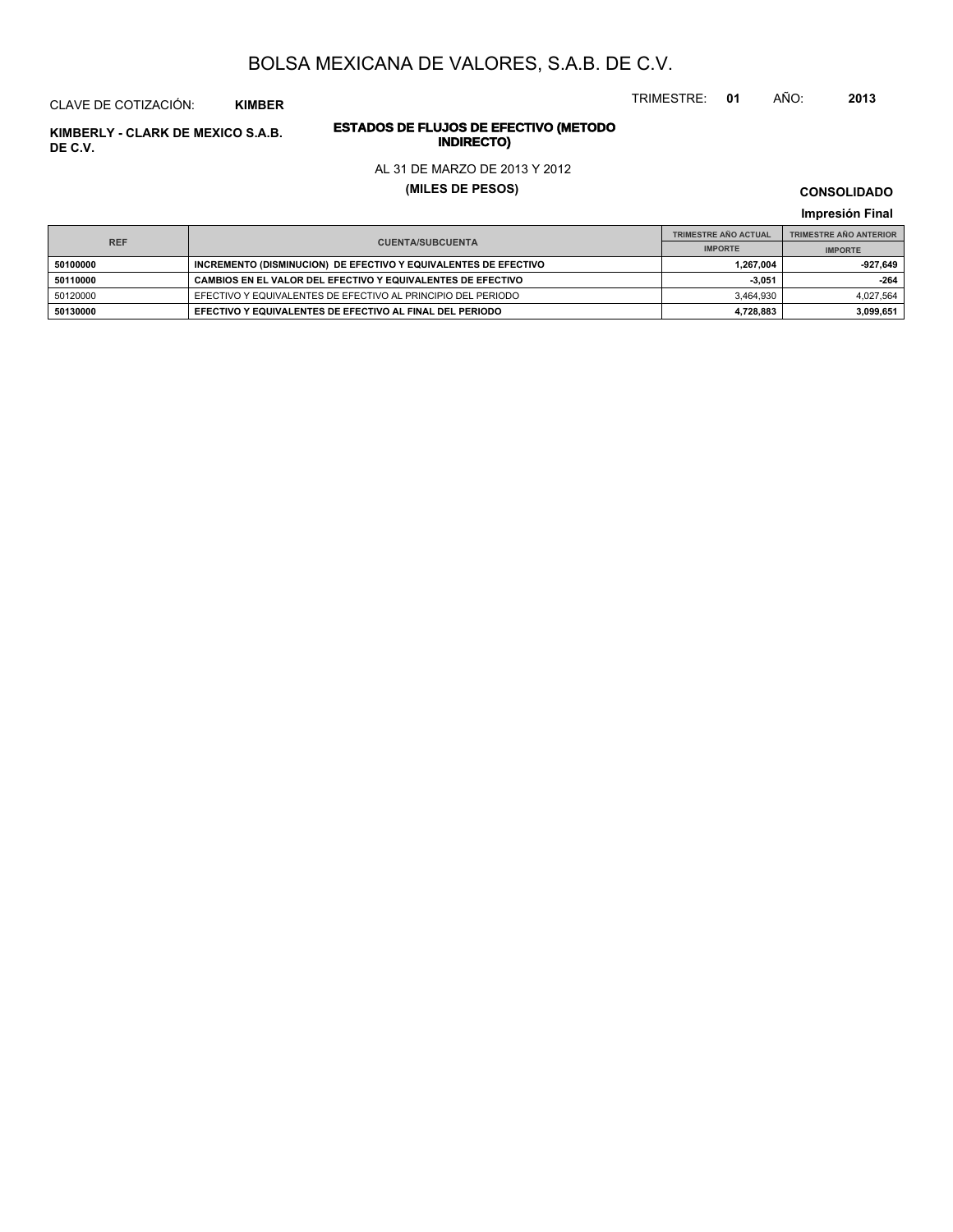# BOLSA MEXICANA DE VALORES, S.A.B. DE C.V.

CLAVE DE COTIZACIÓN: **KIMBER**

TRIMESTRE: **01** AÑO: **2013**

**KIMBERLY - CLARK DE MEXICO S.A.B. DE C.V.**

## ESTADOS DE FLUJOS DE EFECTIVO (METODO INDIRECTO)

AL 31 DE MARZO DE 2013 Y 2012

**(MILES DE PESOS)**

**CONSOLIDADO**

**Impresión Final**

| REF | CUENTA/SUBCUENTA | TRIMESTRE AÑO ACTUAL | TRIMESTRE AÑO ANTERIOR |
|---|---|---|---|
| | | IMPORTE | IMPORTE |
| **50100000** | **INCREMENTO (DISMINUCION) DE EFECTIVO Y EQUIVALENTES DE EFECTIVO** | **1,267,004** | **-927,649** |
| **50110000** | **CAMBIOS EN EL VALOR DEL EFECTIVO Y EQUIVALENTES DE EFECTIVO** | **-3,051** | **-264** |
| 50120000 | EFECTIVO Y EQUIVALENTES DE EFECTIVO AL PRINCIPIO DEL PERIODO | 3,464,930 | 4,027,564 |
| **50130000** | **EFECTIVO Y EQUIVALENTES DE EFECTIVO AL FINAL DEL PERIODO** | **4,728,883** | **3,099,651** |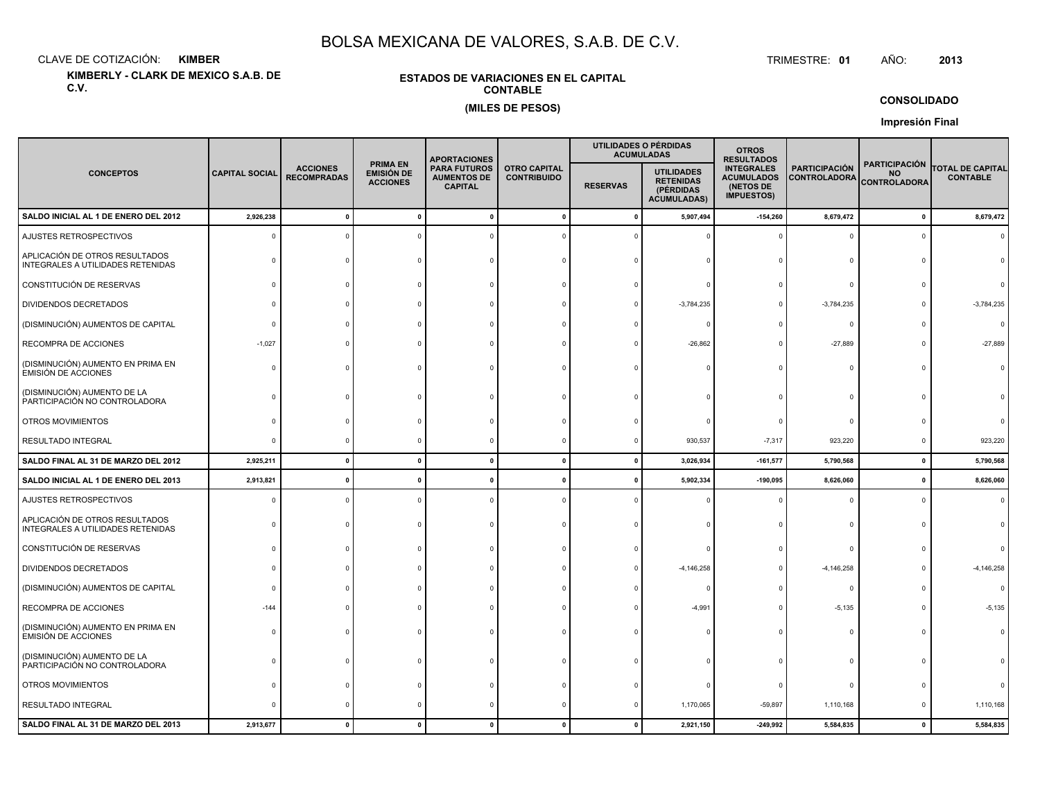# BOLSA MEXICANA DE VALORES, S.A.B. DE C.V.

CLAVE DE COTIZACIÓN: **KIMBER**

TRIMESTRE: **01** AÑO: **2013**

**KIMBERLY - CLARK DE MEXICO S.A.B. DE C.V.**

**ESTADOS DE VARIACIONES EN EL CAPITAL CONTABLE**

**(MILES DE PESOS)**

**CONSOLIDADO**

**Impresión Final**

| CONCEPTOS | CAPITAL SOCIAL | ACCIONES RECOMPRADAS | PRIMA EN EMISIÓN DE ACCIONES | APORTACIONES PARA FUTUROS AUMENTOS DE CAPITAL | OTRO CAPITAL CONTRIBUIDO | UTILIDADES O PÉRDIDAS ACUMULADAS | | OTROS RESULTADOS INTEGRALES ACUMULADOS (NETOS DE IMPUESTOS) | PARTICIPACIÓN CONTROLADORA | PARTICIPACIÓN NO CONTROLADORA | TOTAL DE CAPITAL CONTABLE |
|---|---|---|---|---|---|---|---|---|---|---|---|
| | | | | | | RESERVAS | UTILIDADES RETENIDAS (PÉRDIDAS ACUMULADAS) | | | | |
| **SALDO INICIAL AL 1 DE ENERO DEL 2012** | **2,926,238** | **0** | **0** | **0** | **0** | **0** | **5,907,494** | **-154,260** | **8,679,472** | **0** | **8,679,472** |
| AJUSTES RETROSPECTIVOS | 0 | 0 | 0 | 0 | 0 | 0 | 0 | 0 | 0 | 0 | 0 |
| APLICACIÓN DE OTROS RESULTADOS INTEGRALES A UTILIDADES RETENIDAS | 0 | 0 | 0 | 0 | 0 | 0 | 0 | 0 | 0 | 0 | 0 |
| CONSTITUCIÓN DE RESERVAS | 0 | 0 | 0 | 0 | 0 | 0 | 0 | 0 | 0 | 0 | 0 |
| DIVIDENDOS DECRETADOS | 0 | 0 | 0 | 0 | 0 | 0 | -3,784,235 | 0 | -3,784,235 | 0 | -3,784,235 |
| (DISMINUCIÓN) AUMENTOS DE CAPITAL | 0 | 0 | 0 | 0 | 0 | 0 | 0 | 0 | 0 | 0 | 0 |
| RECOMPRA DE ACCIONES | -1,027 | 0 | 0 | 0 | 0 | 0 | -26,862 | 0 | -27,889 | 0 | -27,889 |
| (DISMINUCIÓN) AUMENTO EN PRIMA EN EMISIÓN DE ACCIONES | 0 | 0 | 0 | 0 | 0 | 0 | 0 | 0 | 0 | 0 | 0 |
| (DISMINUCIÓN) AUMENTO DE LA PARTICIPACIÓN NO CONTROLADORA | 0 | 0 | 0 | 0 | 0 | 0 | 0 | 0 | 0 | 0 | 0 |
| OTROS MOVIMIENTOS | 0 | 0 | 0 | 0 | 0 | 0 | 0 | 0 | 0 | 0 | 0 |
| RESULTADO INTEGRAL | 0 | 0 | 0 | 0 | 0 | 0 | 930,537 | -7,317 | 923,220 | 0 | 923,220 |
| **SALDO FINAL AL 31 DE MARZO DEL 2012** | **2,925,211** | **0** | **0** | **0** | **0** | **0** | **3,026,934** | **-161,577** | **5,790,568** | **0** | **5,790,568** |
| **SALDO INICIAL AL 1 DE ENERO DEL 2013** | **2,913,821** | **0** | **0** | **0** | **0** | **0** | **5,902,334** | **-190,095** | **8,626,060** | **0** | **8,626,060** |
| AJUSTES RETROSPECTIVOS | 0 | 0 | 0 | 0 | 0 | 0 | 0 | 0 | 0 | 0 | 0 |
| APLICACIÓN DE OTROS RESULTADOS INTEGRALES A UTILIDADES RETENIDAS | 0 | 0 | 0 | 0 | 0 | 0 | 0 | 0 | 0 | 0 | 0 |
| CONSTITUCIÓN DE RESERVAS | 0 | 0 | 0 | 0 | 0 | 0 | 0 | 0 | 0 | 0 | 0 |
| DIVIDENDOS DECRETADOS | 0 | 0 | 0 | 0 | 0 | 0 | -4,146,258 | 0 | -4,146,258 | 0 | -4,146,258 |
| (DISMINUCIÓN) AUMENTOS DE CAPITAL | 0 | 0 | 0 | 0 | 0 | 0 | 0 | 0 | 0 | 0 | 0 |
| RECOMPRA DE ACCIONES | -144 | 0 | 0 | 0 | 0 | 0 | -4,991 | 0 | -5,135 | 0 | -5,135 |
| (DISMINUCIÓN) AUMENTO EN PRIMA EN EMISIÓN DE ACCIONES | 0 | 0 | 0 | 0 | 0 | 0 | 0 | 0 | 0 | 0 | 0 |
| (DISMINUCIÓN) AUMENTO DE LA PARTICIPACIÓN NO CONTROLADORA | 0 | 0 | 0 | 0 | 0 | 0 | 0 | 0 | 0 | 0 | 0 |
| OTROS MOVIMIENTOS | 0 | 0 | 0 | 0 | 0 | 0 | 0 | 0 | 0 | 0 | 0 |
| RESULTADO INTEGRAL | 0 | 0 | 0 | 0 | 0 | 0 | 1,170,065 | -59,897 | 1,110,168 | 0 | 1,110,168 |
| **SALDO FINAL AL 31 DE MARZO DEL 2013** | **2,913,677** | **0** | **0** | **0** | **0** | **0** | **2,921,150** | **-249,992** | **5,584,835** | **0** | **5,584,835** |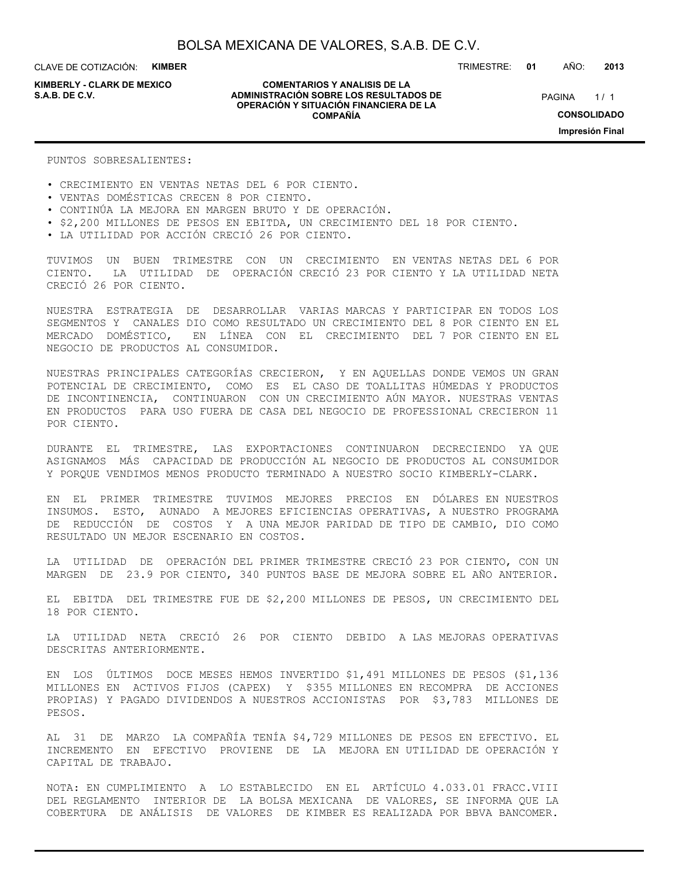PUNTOS SOBRESALIENTES:

- CRECIMIENTO EN VENTAS NETAS DEL 6 POR CIENTO.
- VENTAS DOMÉSTICAS CRECEN 8 POR CIENTO.
- CONTINÚA LA MEJORA EN MARGEN BRUTO Y DE OPERACIÓN.
- $2,200 MILLONES DE PESOS EN EBITDA, UN CRECIMIENTO DEL 18 POR CIENTO.
- LA UTILIDAD POR ACCIÓN CRECIÓ 26 POR CIENTO.

TUVIMOS UN BUEN TRIMESTRE CON UN CRECIMIENTO EN VENTAS NETAS DEL 6 POR CIENTO. LA UTILIDAD DE OPERACIÓN CRECIÓ 23 POR CIENTO Y LA UTILIDAD NETA CRECIÓ 26 POR CIENTO.

NUESTRA ESTRATEGIA DE DESARROLLAR VARIAS MARCAS Y PARTICIPAR EN TODOS LOS SEGMENTOS Y CANALES DIO COMO RESULTADO UN CRECIMIENTO DEL 8 POR CIENTO EN EL MERCADO DOMÉSTICO, EN LÍNEA CON EL CRECIMIENTO DEL 7 POR CIENTO EN EL NEGOCIO DE PRODUCTOS AL CONSUMIDOR.

NUESTRAS PRINCIPALES CATEGORÍAS CRECIERON, Y EN AQUELLAS DONDE VEMOS UN GRAN POTENCIAL DE CRECIMIENTO, COMO ES EL CASO DE TOALLITAS HÚMEDAS Y PRODUCTOS DE INCONTINENCIA, CONTINUARON CON UN CRECIMIENTO AÚN MAYOR. NUESTRAS VENTAS EN PRODUCTOS PARA USO FUERA DE CASA DEL NEGOCIO DE PROFESSIONAL CRECIERON 11 POR CIENTO.

DURANTE EL TRIMESTRE, LAS EXPORTACIONES CONTINUARON DECRECIENDO YA QUE ASIGNAMOS MÁS CAPACIDAD DE PRODUCCIÓN AL NEGOCIO DE PRODUCTOS AL CONSUMIDOR Y PORQUE VENDIMOS MENOS PRODUCTO TERMINADO A NUESTRO SOCIO KIMBERLY-CLARK.

EN EL PRIMER TRIMESTRE TUVIMOS MEJORES PRECIOS EN DÓLARES EN NUESTROS INSUMOS. ESTO, AUNADO A MEJORES EFICIENCIAS OPERATIVAS, A NUESTRO PROGRAMA DE REDUCCIÓN DE COSTOS Y A UNA MEJOR PARIDAD DE TIPO DE CAMBIO, DIO COMO RESULTADO UN MEJOR ESCENARIO EN COSTOS.

LA UTILIDAD DE OPERACIÓN DEL PRIMER TRIMESTRE CRECIÓ 23 POR CIENTO, CON UN MARGEN DE 23.9 POR CIENTO, 340 PUNTOS BASE DE MEJORA SOBRE EL AÑO ANTERIOR.

EL EBITDA DEL TRIMESTRE FUE DE $2,200 MILLONES DE PESOS, UN CRECIMIENTO DEL 18 POR CIENTO.

LA UTILIDAD NETA CRECIÓ 26 POR CIENTO DEBIDO A LAS MEJORAS OPERATIVAS DESCRITAS ANTERIORMENTE.

EN LOS ÚLTIMOS DOCE MESES HEMOS INVERTIDO $1,491 MILLONES DE PESOS ($1,136 MILLONES EN ACTIVOS FIJOS (CAPEX) Y $355 MILLONES EN RECOMPRA DE ACCIONES PROPIAS) Y PAGADO DIVIDENDOS A NUESTROS ACCIONISTAS POR $3,783 MILLONES DE PESOS.

AL 31 DE MARZO LA COMPAÑÍA TENÍA $4,729 MILLONES DE PESOS EN EFECTIVO. EL INCREMENTO EN EFECTIVO PROVIENE DE LA MEJORA EN UTILIDAD DE OPERACIÓN Y CAPITAL DE TRABAJO.

NOTA: EN CUMPLIMIENTO A LO ESTABLECIDO EN EL ARTÍCULO 4.033.01 FRACC.VIII DEL REGLAMENTO INTERIOR DE LA BOLSA MEXICANA DE VALORES, SE INFORMA QUE LA COBERTURA DE ANÁLISIS DE VALORES DE KIMBER ES REALIZADA POR BBVA BANCOMER.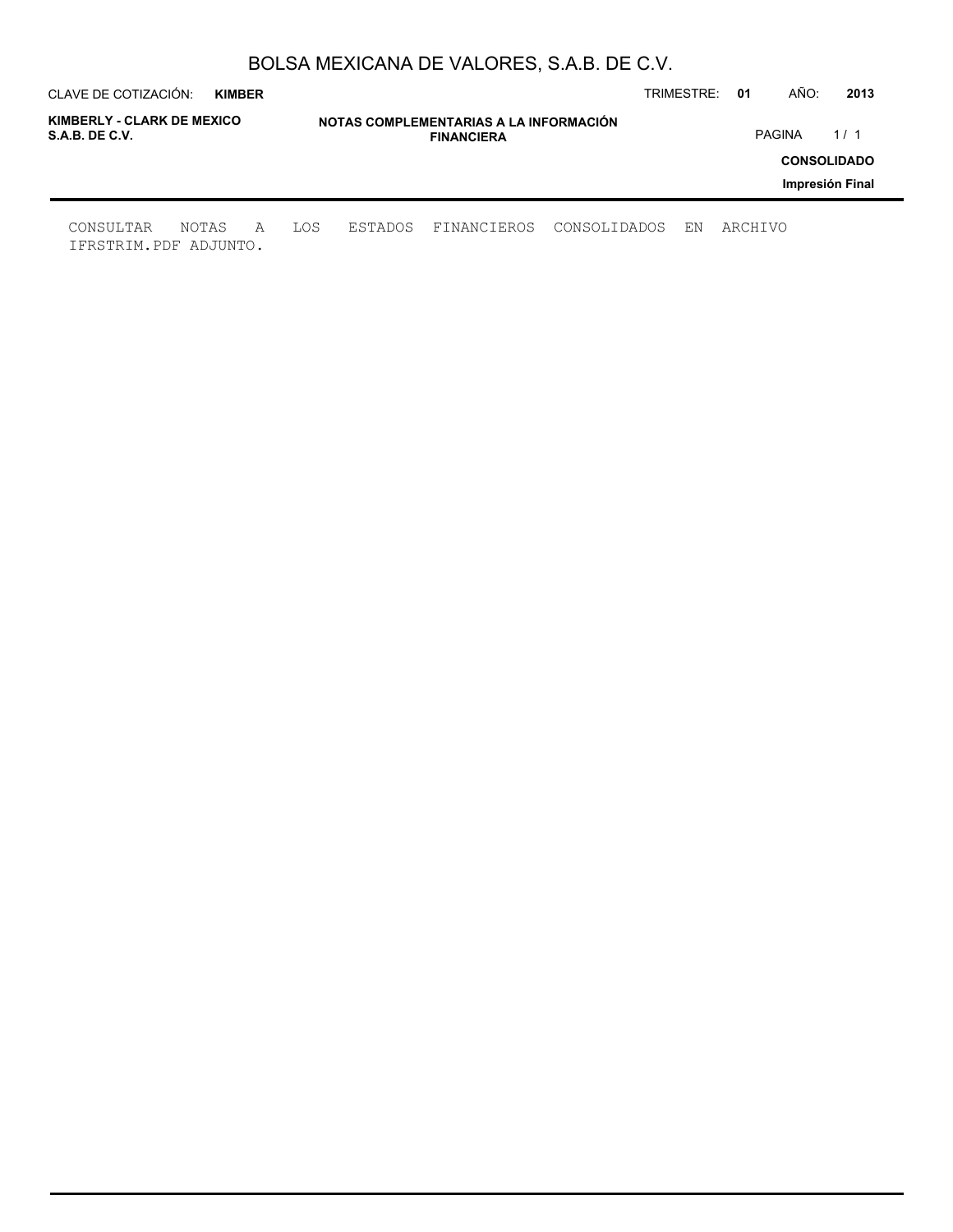# NOTAS COMPLEMENTARIAS A LA INFORMACIÓN FINANCIERA

CONSULTAR NOTAS A LOS ESTADOS FINANCIEROS CONSOLIDADOS EN ARCHIVO IFRSTRIM.PDF ADJUNTO.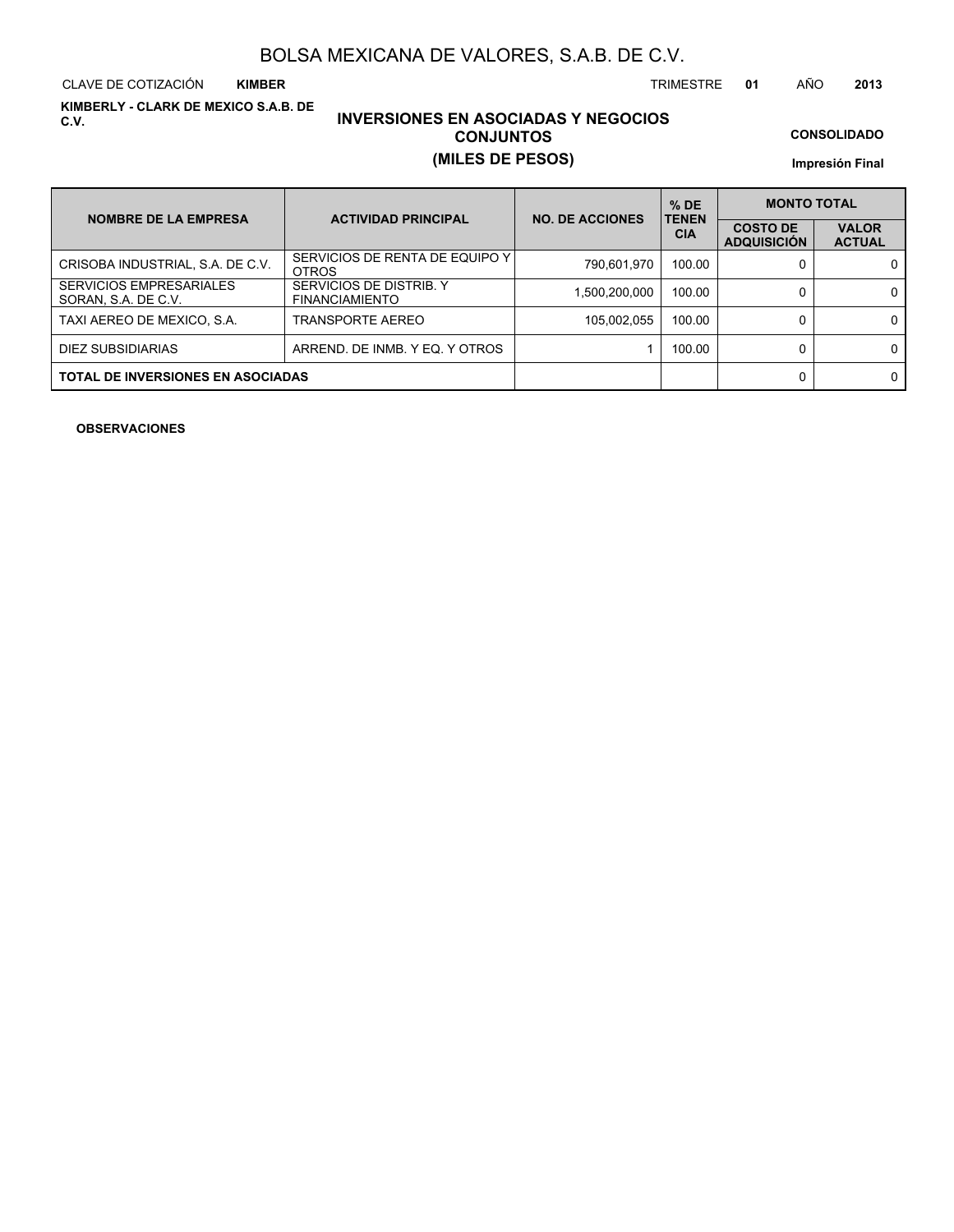# BOLSA MEXICANA DE VALORES, S.A.B. DE C.V.

CLAVE DE COTIZACIÓN **KIMBER** TRIMESTRE **01** AÑO **2013**

**KIMBERLY - CLARK DE MEXICO S.A.B. DE C.V.**

## INVERSIONES EN ASOCIADAS Y NEGOCIOS CONJUNTOS
## (MILES DE PESOS)

**CONSOLIDADO**

**Impresión Final**

| NOMBRE DE LA EMPRESA | ACTIVIDAD PRINCIPAL | NO. DE ACCIONES | % DE TENENCIA | MONTO TOTAL | |
|---|---|---|---|---|---|
| | | | | COSTO DE ADQUISICIÓN | VALOR ACTUAL |
| CRISOBA INDUSTRIAL, S.A. DE C.V. | SERVICIOS DE RENTA DE EQUIPO Y OTROS | 790,601,970 | 100.00 | 0 | 0 |
| SERVICIOS EMPRESARIALES SORAN, S.A. DE C.V. | SERVICIOS DE DISTRIB. Y FINANCIAMIENTO | 1,500,200,000 | 100.00 | 0 | 0 |
| TAXI AEREO DE MEXICO, S.A. | TRANSPORTE AEREO | 105,002,055 | 100.00 | 0 | 0 |
| DIEZ SUBSIDIARIAS | ARREND. DE INMB. Y EQ. Y OTROS | 1 | 100.00 | 0 | 0 |
| **TOTAL DE INVERSIONES EN ASOCIADAS** | | | | 0 | 0 |

**OBSERVACIONES**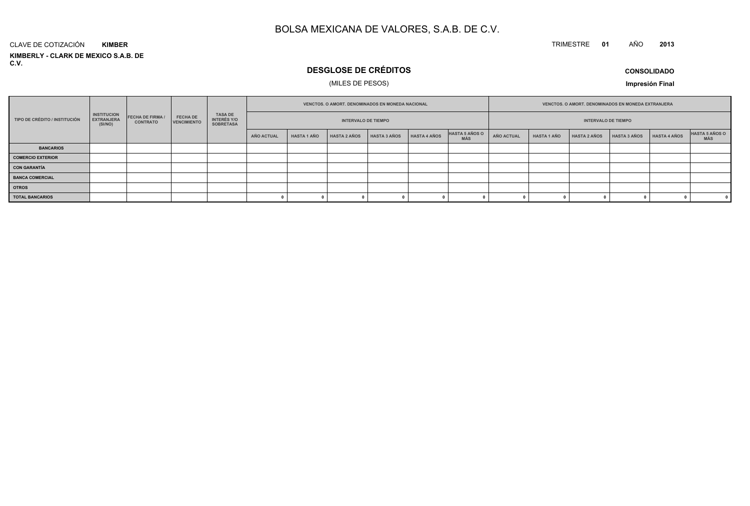# BOLSA MEXICANA DE VALORES, S.A.B. DE C.V.

CLAVE DE COTIZACIÓN **KIMBER**

TRIMESTRE **01** AÑO **2013**

**KIMBERLY - CLARK DE MEXICO S.A.B. DE C.V.**

## DESGLOSE DE CRÉDITOS

(MILES DE PESOS)

**CONSOLIDADO**

**Impresión Final**

| TIPO DE CRÉDITO / INSTITUCIÓN | INSTITUCION EXTRANJERA (SI/NO) | FECHA DE FIRMA / CONTRATO | FECHA DE VENCIMIENTO | TASA DE INTERÉS Y/O SOBRETASA | VENCTOS. O AMORT. DENOMINADOS EN MONEDA NACIONAL | | | | | | VENCTOS. O AMORT. DENOMINADOS EN MONEDA EXTRANJERA | | | | | |
|---|---|---|---|---|---|---|---|---|---|---|---|---|---|---|---|---|
| | | | | | INTERVALO DE TIEMPO | | | | | | INTERVALO DE TIEMPO | | | | | |
| | | | | | AÑO ACTUAL | HASTA 1 AÑO | HASTA 2 AÑOS | HASTA 3 AÑOS | HASTA 4 AÑOS | HASTA 5 AÑOS O MÁS | AÑO ACTUAL | HASTA 1 AÑO | HASTA 2 AÑOS | HASTA 3 AÑOS | HASTA 4 AÑOS | HASTA 5 AÑOS O MÁS |
| **BANCARIOS** | | | | | | | | | | | | | | | | |
| **COMERCIO EXTERIOR** | | | | | | | | | | | | | | | | |
| **CON GARANTÍA** | | | | | | | | | | | | | | | | |
| **BANCA COMERCIAL** | | | | | | | | | | | | | | | | |
| **OTROS** | | | | | | | | | | | | | | | | |
| **TOTAL BANCARIOS** | | | | | 0 | 0 | 0 | 0 | 0 | 0 | 0 | 0 | 0 | 0 | 0 | 0 |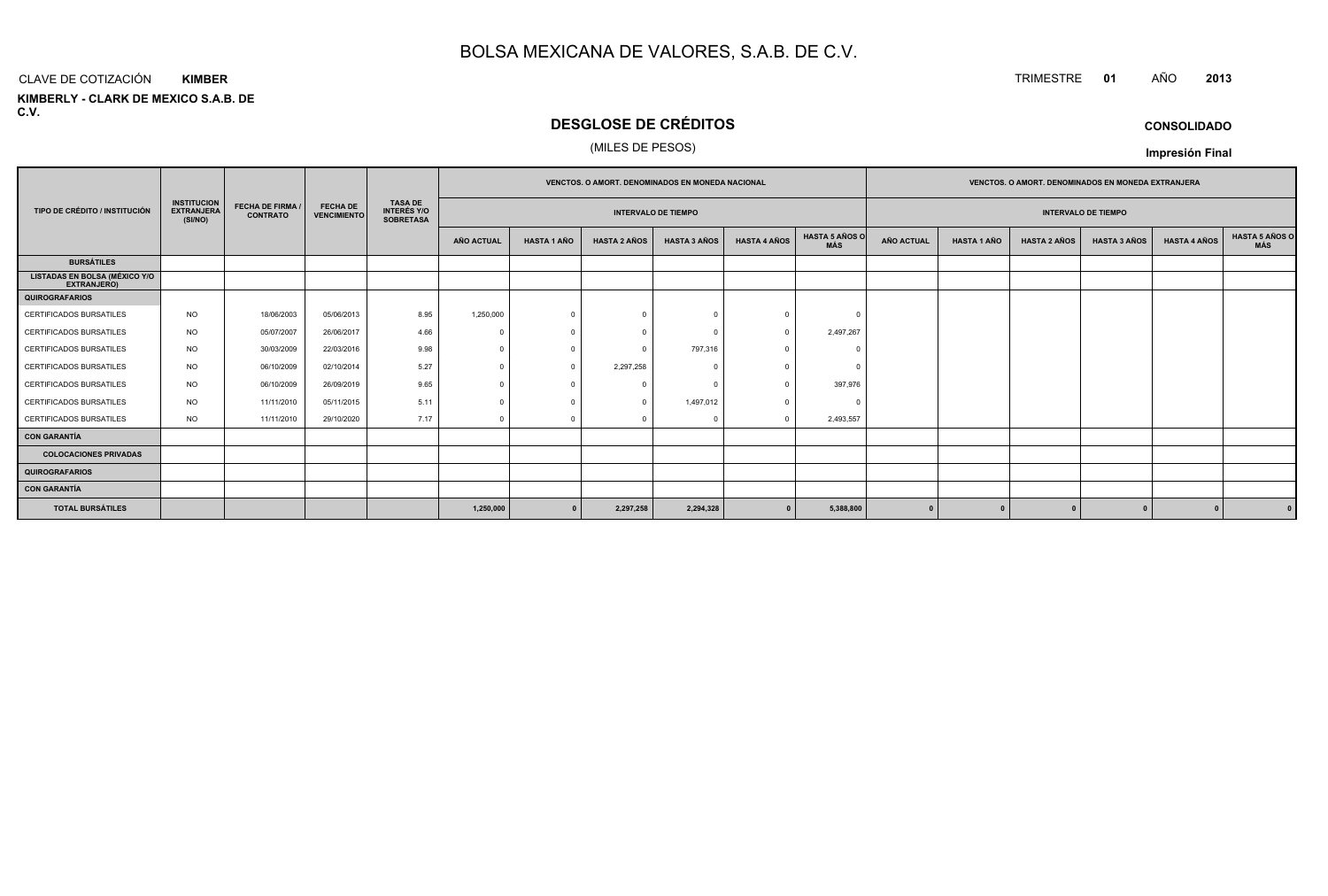# BOLSA MEXICANA DE VALORES, S.A.B. DE C.V.

CLAVE DE COTIZACIÓN **KIMBER**

TRIMESTRE **01** AÑO **2013**

**KIMBERLY - CLARK DE MEXICO S.A.B. DE C.V.**

## DESGLOSE DE CRÉDITOS

(MILES DE PESOS)

**CONSOLIDADO**

**Impresión Final**

| TIPO DE CRÉDITO / INSTITUCIÓN | INSTITUCION EXTRANJERA (SI/NO) | FECHA DE FIRMA / CONTRATO | FECHA DE VENCIMIENTO | TASA DE INTERÉS Y/O SOBRETASA | VENCTOS. O AMORT. DENOMINADOS EN MONEDA NACIONAL | | | | | | VENCTOS. O AMORT. DENOMINADOS EN MONEDA EXTRANJERA | | | | | |
|---|---|---|---|---|---|---|---|---|---|---|---|---|---|---|---|---|
| | | | | | INTERVALO DE TIEMPO | | | | | | INTERVALO DE TIEMPO | | | | | |
| | | | | | AÑO ACTUAL | HASTA 1 AÑO | HASTA 2 AÑOS | HASTA 3 AÑOS | HASTA 4 AÑOS | HASTA 5 AÑOS O MÁS | AÑO ACTUAL | HASTA 1 AÑO | HASTA 2 AÑOS | HASTA 3 AÑOS | HASTA 4 AÑOS | HASTA 5 AÑOS O MÁS |
| **BURSÁTILES** | | | | | | | | | | | | | | | | |
| **LISTADAS EN BOLSA (MÉXICO Y/O EXTRANJERO)** | | | | | | | | | | | | | | | | |
| **QUIROGRAFARIOS** | | | | | | | | | | | | | | | | |
| CERTIFICADOS BURSATILES | NO | 18/06/2003 | 05/06/2013 | 8.95 | 1,250,000 | 0 | 0 | 0 | 0 | 0 | | | | | | |
| CERTIFICADOS BURSATILES | NO | 05/07/2007 | 26/06/2017 | 4.66 | 0 | 0 | 0 | 0 | 0 | 2,497,267 | | | | | | |
| CERTIFICADOS BURSATILES | NO | 30/03/2009 | 22/03/2016 | 9.98 | 0 | 0 | 0 | 797,316 | 0 | 0 | | | | | | |
| CERTIFICADOS BURSATILES | NO | 06/10/2009 | 02/10/2014 | 5.27 | 0 | 0 | 2,297,258 | 0 | 0 | 0 | | | | | | |
| CERTIFICADOS BURSATILES | NO | 06/10/2009 | 26/09/2019 | 9.65 | 0 | 0 | 0 | 0 | 0 | 397,976 | | | | | | |
| CERTIFICADOS BURSATILES | NO | 11/11/2010 | 05/11/2015 | 5.11 | 0 | 0 | 0 | 1,497,012 | 0 | 0 | | | | | | |
| CERTIFICADOS BURSATILES | NO | 11/11/2010 | 29/10/2020 | 7.17 | 0 | 0 | 0 | 0 | 0 | 2,493,557 | | | | | | |
| **CON GARANTÍA** | | | | | | | | | | | | | | | | |
| **COLOCACIONES PRIVADAS** | | | | | | | | | | | | | | | | |
| **QUIROGRAFARIOS** | | | | | | | | | | | | | | | | |
| **CON GARANTÍA** | | | | | | | | | | | | | | | | |
| **TOTAL BURSÁTILES** | | | | | **1,250,000** | **0** | **2,297,258** | **2,294,328** | **0** | **5,388,800** | **0** | **0** | **0** | **0** | **0** | **0** |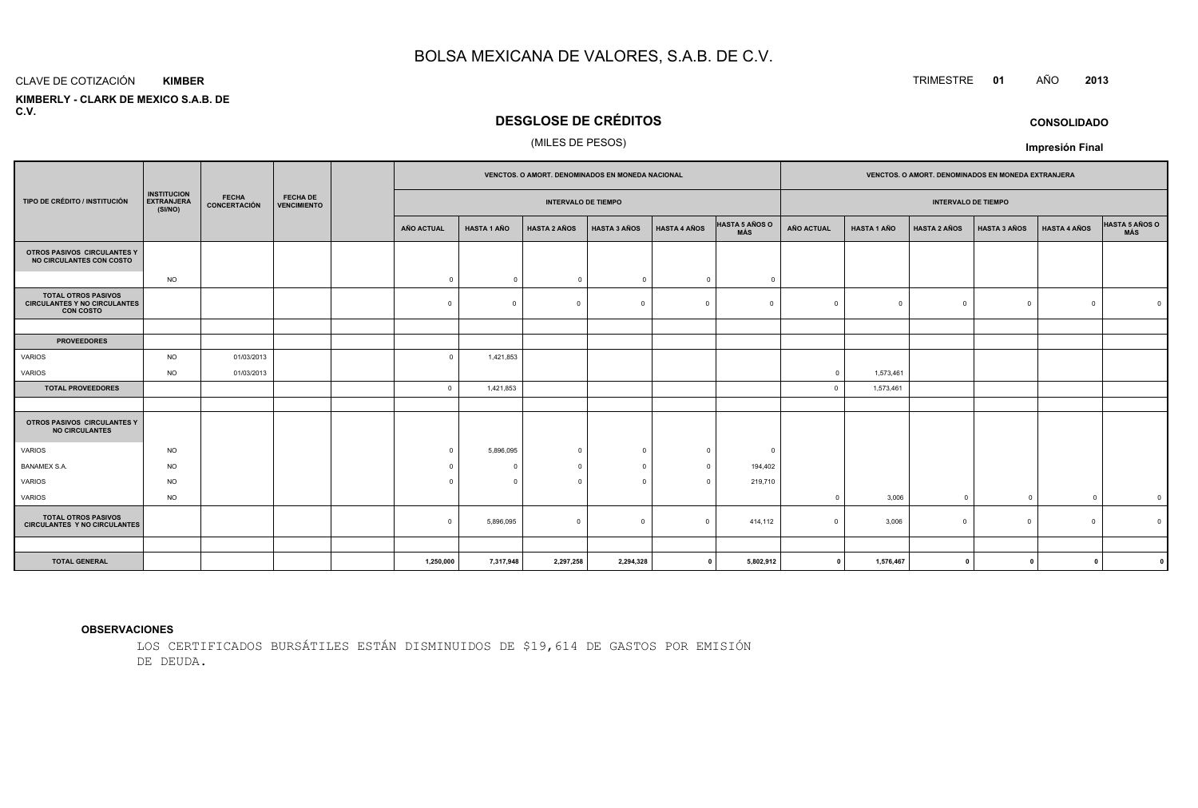# BOLSA MEXICANA DE VALORES, S.A.B. DE C.V.

CLAVE DE COTIZACIÓN **KIMBER**

**KIMBERLY - CLARK DE MEXICO S.A.B. DE C.V.**

TRIMESTRE **01** AÑO **2013**

## DESGLOSE DE CRÉDITOS

(MILES DE PESOS)

**CONSOLIDADO**

**Impresión Final**

| TIPO DE CRÉDITO / INSTITUCIÓN | INSTITUCION EXTRANJERA (SI/NO) | FECHA CONCERTACIÓN | FECHA DE VENCIMIENTO | | VENCTOS. O AMORT. DENOMINADOS EN MONEDA NACIONAL | | | | | | VENCTOS. O AMORT. DENOMINADOS EN MONEDA EXTRANJERA | | | | | |
|---|---|---|---|---|---|---|---|---|---|---|---|---|---|---|---|---|
| | | | | | INTERVALO DE TIEMPO | | | | | | INTERVALO DE TIEMPO | | | | | |
| | | | | | AÑO ACTUAL | HASTA 1 AÑO | HASTA 2 AÑOS | HASTA 3 AÑOS | HASTA 4 AÑOS | HASTA 5 AÑOS O MÁS | AÑO ACTUAL | HASTA 1 AÑO | HASTA 2 AÑOS | HASTA 3 AÑOS | HASTA 4 AÑOS | HASTA 5 AÑOS O MÁS |
| **OTROS PASIVOS CIRCULANTES Y NO CIRCULANTES CON COSTO** | | | | | | | | | | | | | | | | |
| | NO | | | | 0 | 0 | 0 | 0 | 0 | 0 | | | | | | |
| **TOTAL OTROS PASIVOS CIRCULANTES Y NO CIRCULANTES CON COSTO** | | | | | 0 | 0 | 0 | 0 | 0 | 0 | 0 | 0 | 0 | 0 | 0 | 0 |
| | | | | | | | | | | | | | | | | |
| **PROVEEDORES** | | | | | | | | | | | | | | | | |
| VARIOS | NO | 01/03/2013 | | | 0 | 1,421,853 | | | | | | | | | | |
| VARIOS | NO | 01/03/2013 | | | | | | | | | 0 | 1,573,461 | | | | |
| **TOTAL PROVEEDORES** | | | | | 0 | 1,421,853 | | | | | 0 | 1,573,461 | | | | |
| | | | | | | | | | | | | | | | | |
| **OTROS PASIVOS CIRCULANTES Y NO CIRCULANTES** | | | | | | | | | | | | | | | | |
| VARIOS | NO | | | | 0 | 5,896,095 | 0 | 0 | 0 | 0 | | | | | | |
| BANAMEX S.A. | NO | | | | 0 | 0 | 0 | 0 | 0 | 194,402 | | | | | | |
| VARIOS | NO | | | | 0 | 0 | 0 | 0 | 0 | 219,710 | | | | | | |
| VARIOS | NO | | | | | | | | | | 0 | 3,006 | 0 | 0 | 0 | 0 |
| **TOTAL OTROS PASIVOS CIRCULANTES Y NO CIRCULANTES** | | | | | 0 | 5,896,095 | 0 | 0 | 0 | 414,112 | 0 | 3,006 | 0 | 0 | 0 | 0 |
| | | | | | | | | | | | | | | | | |
| **TOTAL GENERAL** | | | | | **1,250,000** | **7,317,948** | **2,297,258** | **2,294,328** | **0** | **5,802,912** | **0** | **1,576,467** | **0** | **0** | **0** | **0** |

**OBSERVACIONES**

LOS CERTIFICADOS BURSÁTILES ESTÁN DISMINUIDOS DE $19,614 DE GASTOS POR EMISIÓN DE DEUDA.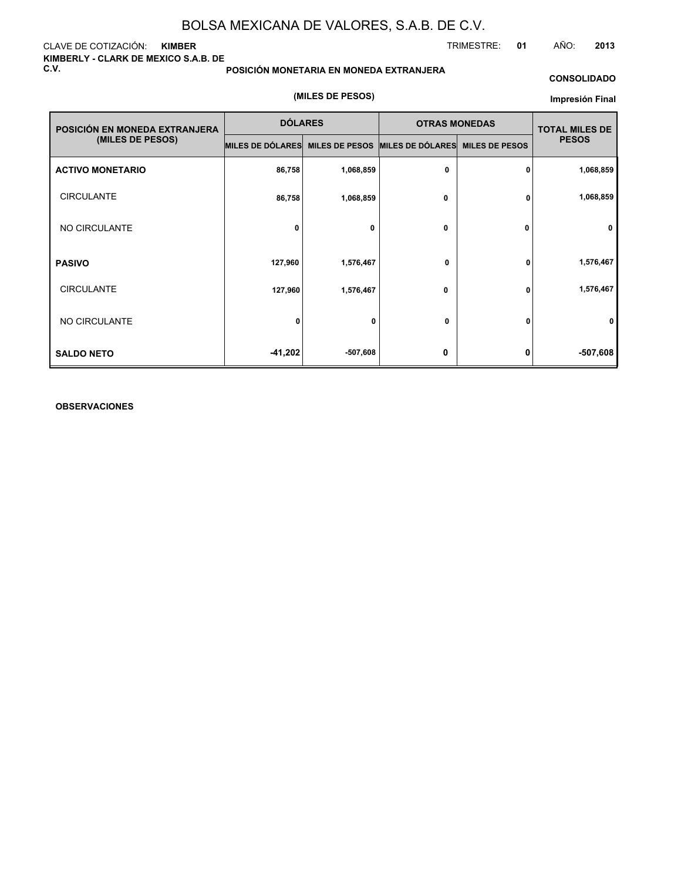# BOLSA MEXICANA DE VALORES, S.A.B. DE C.V.

CLAVE DE COTIZACIÓN: **KIMBER**

TRIMESTRE: **01** AÑO: **2013**

**KIMBERLY - CLARK DE MEXICO S.A.B. DE C.V.**

**POSICIÓN MONETARIA EN MONEDA EXTRANJERA**

**CONSOLIDADO**

**(MILES DE PESOS)**

**Impresión Final**

| POSICIÓN EN MONEDA EXTRANJERA (MILES DE PESOS) | DÓLARES | | OTRAS MONEDAS | | TOTAL MILES DE PESOS |
|---|---|---|---|---|---|
| | MILES DE DÓLARES | MILES DE PESOS | MILES DE DÓLARES | MILES DE PESOS | |
| **ACTIVO MONETARIO** | 86,758 | 1,068,859 | 0 | 0 | 1,068,859 |
| CIRCULANTE | 86,758 | 1,068,859 | 0 | 0 | 1,068,859 |
| NO CIRCULANTE | 0 | 0 | 0 | 0 | 0 |
| **PASIVO** | 127,960 | 1,576,467 | 0 | 0 | 1,576,467 |
| CIRCULANTE | 127,960 | 1,576,467 | 0 | 0 | 1,576,467 |
| NO CIRCULANTE | 0 | 0 | 0 | 0 | 0 |
| **SALDO NETO** | -41,202 | -507,608 | 0 | 0 | -507,608 |

**OBSERVACIONES**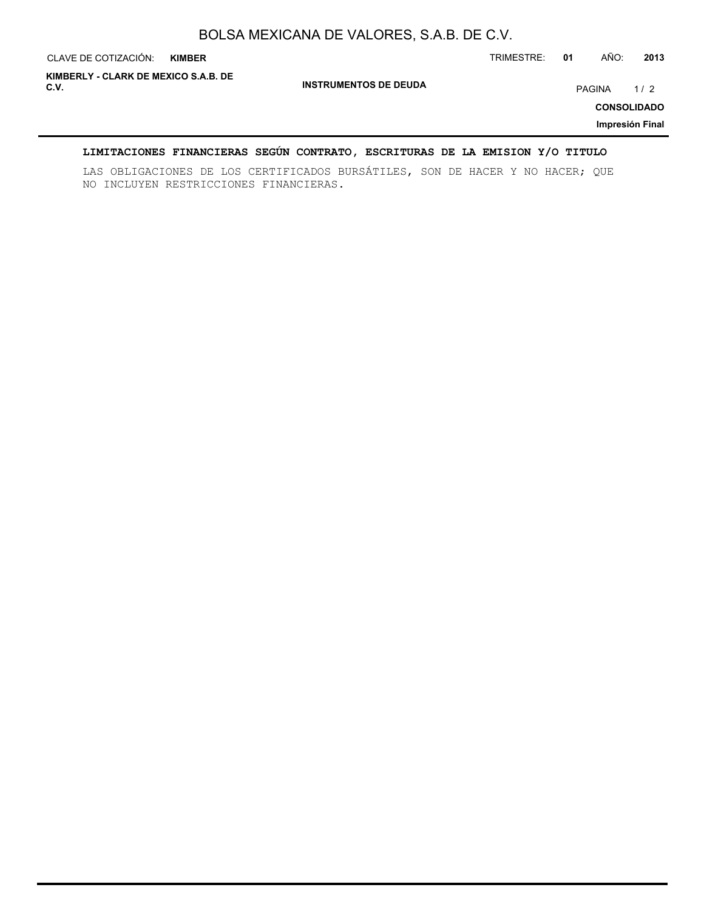## LIMITACIONES FINANCIERAS SEGÚN CONTRATO, ESCRITURAS DE LA EMISION Y/O TITULO

LAS OBLIGACIONES DE LOS CERTIFICADOS BURSÁTILES, SON DE HACER Y NO HACER; QUE NO INCLUYEN RESTRICCIONES FINANCIERAS.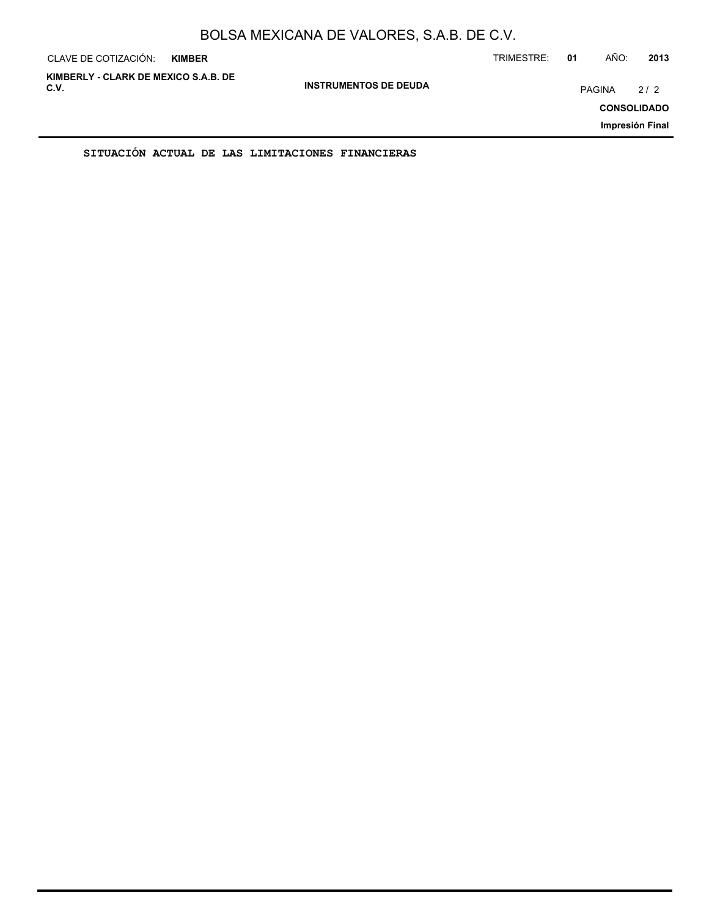SITUACIÓN ACTUAL DE LAS LIMITACIONES FINANCIERAS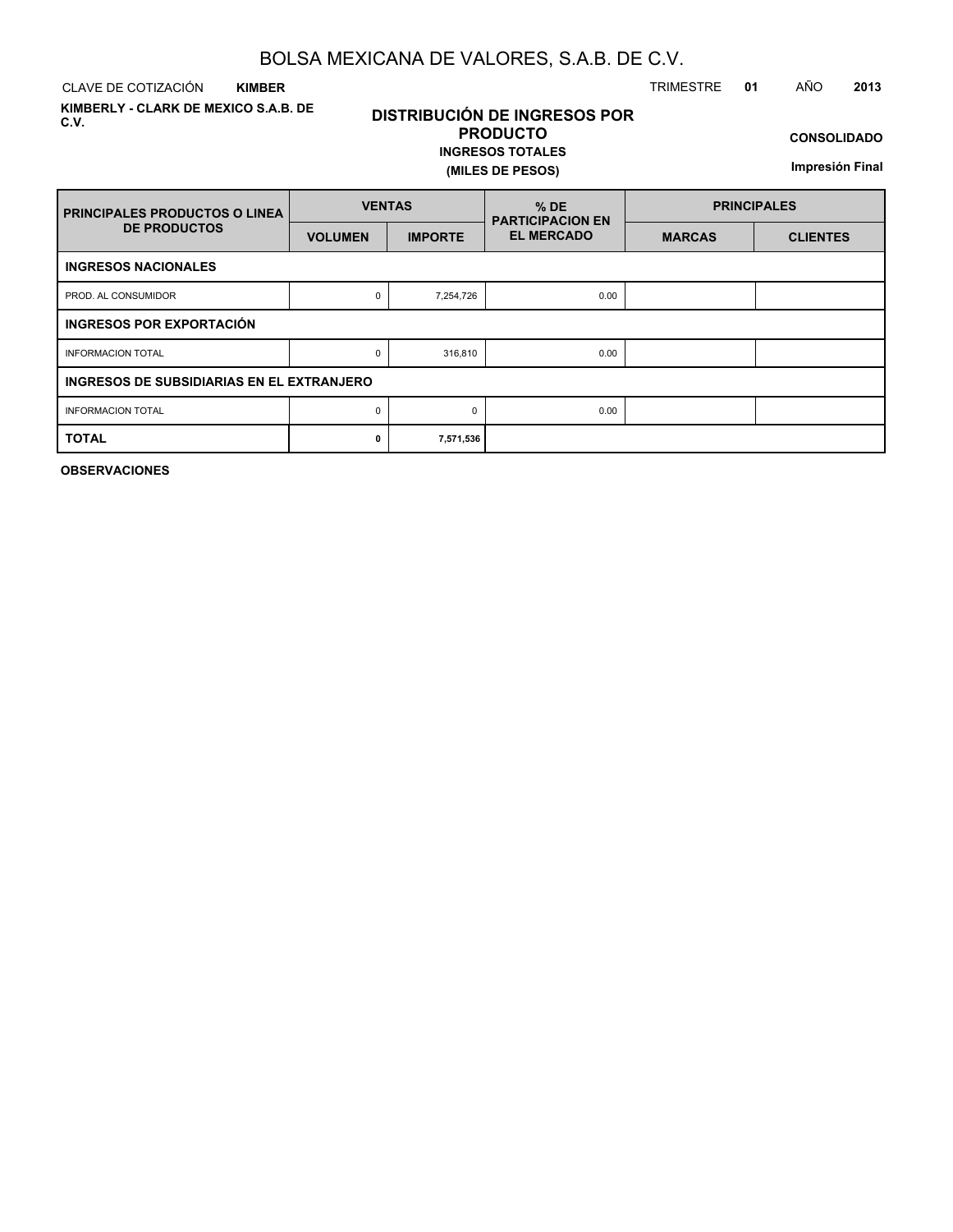# BOLSA MEXICANA DE VALORES, S.A.B. DE C.V.

CLAVE DE COTIZACIÓN **KIMBER**

TRIMESTRE **01** AÑO **2013**

**KIMBERLY - CLARK DE MEXICO S.A.B. DE C.V.**

## DISTRIBUCIÓN DE INGRESOS POR PRODUCTO

**INGRESOS TOTALES**

**(MILES DE PESOS)**

**CONSOLIDADO**

**Impresión Final**

| PRINCIPALES PRODUCTOS O LINEA DE PRODUCTOS | VENTAS | | % DE PARTICIPACION EN EL MERCADO | PRINCIPALES | |
|---|---|---|---|---|---|
| | VOLUMEN | IMPORTE | | MARCAS | CLIENTES |
| **INGRESOS NACIONALES** | | | | | |
| PROD. AL CONSUMIDOR | 0 | 7,254,726 | 0.00 | | |
| **INGRESOS POR EXPORTACIÓN** | | | | | |
| INFORMACION TOTAL | 0 | 316,810 | 0.00 | | |
| **INGRESOS DE SUBSIDIARIAS EN EL EXTRANJERO** | | | | | |
| INFORMACION TOTAL | 0 | 0 | 0.00 | | |
| **TOTAL** | **0** | **7,571,536** | | | |

**OBSERVACIONES**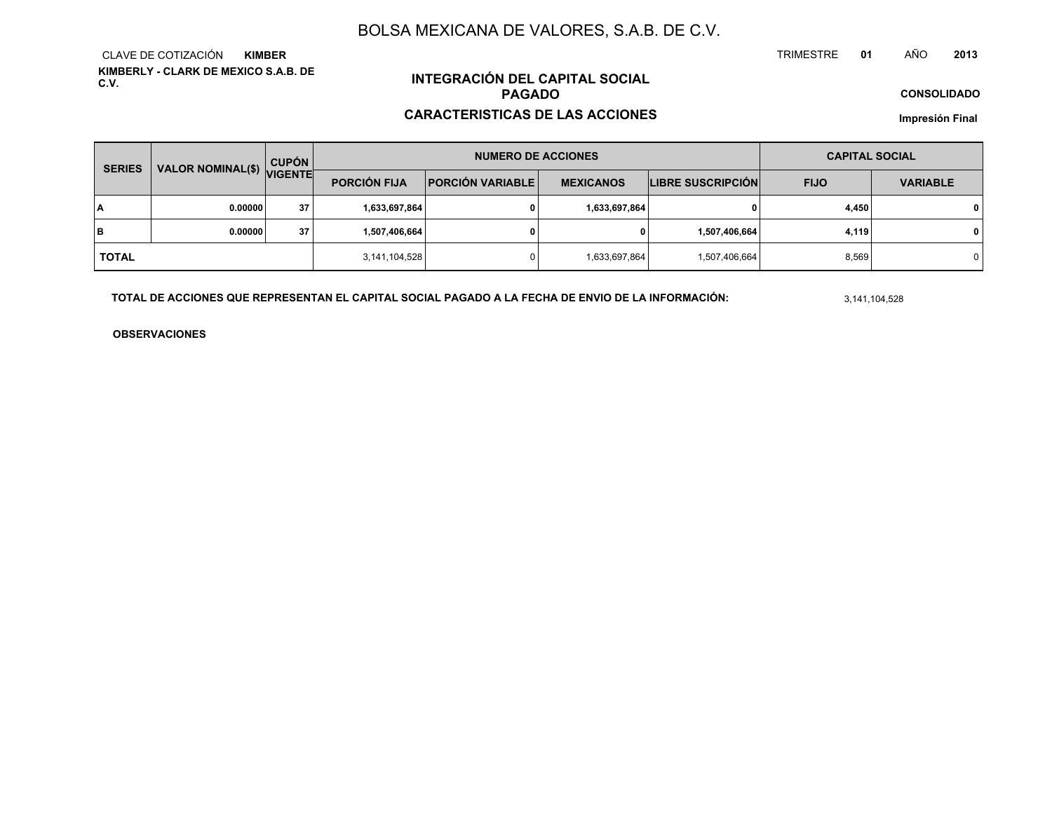# BOLSA MEXICANA DE VALORES, S.A.B. DE C.V.

CLAVE DE COTIZACIÓN **KIMBER**

**KIMBERLY - CLARK DE MEXICO S.A.B. DE C.V.**

TRIMESTRE **01** AÑO **2013**

## INTEGRACIÓN DEL CAPITAL SOCIAL PAGADO

## CARACTERISTICAS DE LAS ACCIONES

**CONSOLIDADO**

**Impresión Final**

| SERIES | VALOR NOMINAL($) | CUPÓN VIGENTE | NUMERO DE ACCIONES | | | | CAPITAL SOCIAL | |
|---|---|---|---|---|---|---|---|---|
| | | | PORCIÓN FIJA | PORCIÓN VARIABLE | MEXICANOS | LIBRE SUSCRIPCIÓN | FIJO | VARIABLE |
| **A** | **0.00000** | **37** | **1,633,697,864** | **0** | **1,633,697,864** | **0** | **4,450** | **0** |
| **B** | **0.00000** | **37** | **1,507,406,664** | **0** | **0** | **1,507,406,664** | **4,119** | **0** |
| **TOTAL** | | | 3,141,104,528 | 0 | 1,633,697,864 | 1,507,406,664 | 8,569 | 0 |

**TOTAL DE ACCIONES QUE REPRESENTAN EL CAPITAL SOCIAL PAGADO A LA FECHA DE ENVIO DE LA INFORMACIÓN:** 3,141,104,528

**OBSERVACIONES**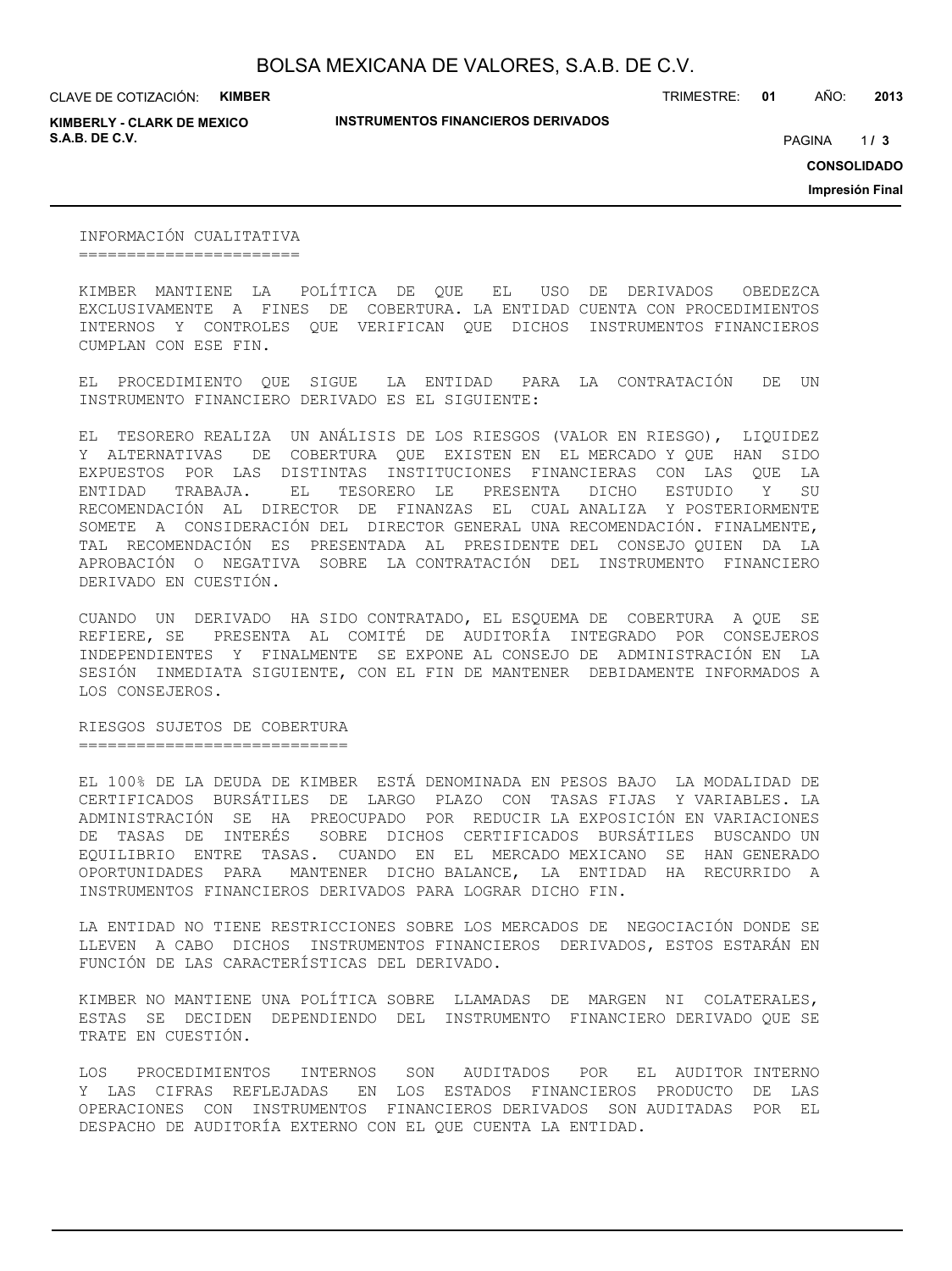## INFORMACIÓN CUALITATIVA

KIMBER MANTIENE LA POLÍTICA DE QUE EL USO DE DERIVADOS OBEDEZCA EXCLUSIVAMENTE A FINES DE COBERTURA. LA ENTIDAD CUENTA CON PROCEDIMIENTOS INTERNOS Y CONTROLES QUE VERIFICAN QUE DICHOS INSTRUMENTOS FINANCIEROS CUMPLAN CON ESE FIN.

EL PROCEDIMIENTO QUE SIGUE LA ENTIDAD PARA LA CONTRATACIÓN DE UN INSTRUMENTO FINANCIERO DERIVADO ES EL SIGUIENTE:

EL TESORERO REALIZA UN ANÁLISIS DE LOS RIESGOS (VALOR EN RIESGO), LIQUIDEZ Y ALTERNATIVAS DE COBERTURA QUE EXISTEN EN EL MERCADO Y QUE HAN SIDO EXPUESTOS POR LAS DISTINTAS INSTITUCIONES FINANCIERAS CON LAS QUE LA ENTIDAD TRABAJA. EL TESORERO LE PRESENTA DICHO ESTUDIO Y SU RECOMENDACIÓN AL DIRECTOR DE FINANZAS EL CUAL ANALIZA Y POSTERIORMENTE SOMETE A CONSIDERACIÓN DEL DIRECTOR GENERAL UNA RECOMENDACIÓN. FINALMENTE, TAL RECOMENDACIÓN ES PRESENTADA AL PRESIDENTE DEL CONSEJO QUIEN DA LA APROBACIÓN O NEGATIVA SOBRE LA CONTRATACIÓN DEL INSTRUMENTO FINANCIERO DERIVADO EN CUESTIÓN.

CUANDO UN DERIVADO HA SIDO CONTRATADO, EL ESQUEMA DE COBERTURA A QUE SE REFIERE, SE PRESENTA AL COMITÉ DE AUDITORÍA INTEGRADO POR CONSEJEROS INDEPENDIENTES Y FINALMENTE SE EXPONE AL CONSEJO DE ADMINISTRACIÓN EN LA SESIÓN INMEDIATA SIGUIENTE, CON EL FIN DE MANTENER DEBIDAMENTE INFORMADOS A LOS CONSEJEROS.

## RIESGOS SUJETOS DE COBERTURA

EL 100% DE LA DEUDA DE KIMBER ESTÁ DENOMINADA EN PESOS BAJO LA MODALIDAD DE CERTIFICADOS BURSÁTILES DE LARGO PLAZO CON TASAS FIJAS Y VARIABLES. LA ADMINISTRACIÓN SE HA PREOCUPADO POR REDUCIR LA EXPOSICIÓN EN VARIACIONES DE TASAS DE INTERÉS SOBRE DICHOS CERTIFICADOS BURSÁTILES BUSCANDO UN EQUILIBRIO ENTRE TASAS. CUANDO EN EL MERCADO MEXICANO SE HAN GENERADO OPORTUNIDADES PARA MANTENER DICHO BALANCE, LA ENTIDAD HA RECURRIDO A INSTRUMENTOS FINANCIEROS DERIVADOS PARA LOGRAR DICHO FIN.

LA ENTIDAD NO TIENE RESTRICCIONES SOBRE LOS MERCADOS DE NEGOCIACIÓN DONDE SE LLEVEN A CABO DICHOS INSTRUMENTOS FINANCIEROS DERIVADOS, ESTOS ESTARÁN EN FUNCIÓN DE LAS CARACTERÍSTICAS DEL DERIVADO.

KIMBER NO MANTIENE UNA POLÍTICA SOBRE LLAMADAS DE MARGEN NI COLATERALES, ESTAS SE DECIDEN DEPENDIENDO DEL INSTRUMENTO FINANCIERO DERIVADO QUE SE TRATE EN CUESTIÓN.

LOS PROCEDIMIENTOS INTERNOS SON AUDITADOS POR EL AUDITOR INTERNO Y LAS CIFRAS REFLEJADAS EN LOS ESTADOS FINANCIEROS PRODUCTO DE LAS OPERACIONES CON INSTRUMENTOS FINANCIEROS DERIVADOS SON AUDITADAS POR EL DESPACHO DE AUDITORÍA EXTERNO CON EL QUE CUENTA LA ENTIDAD.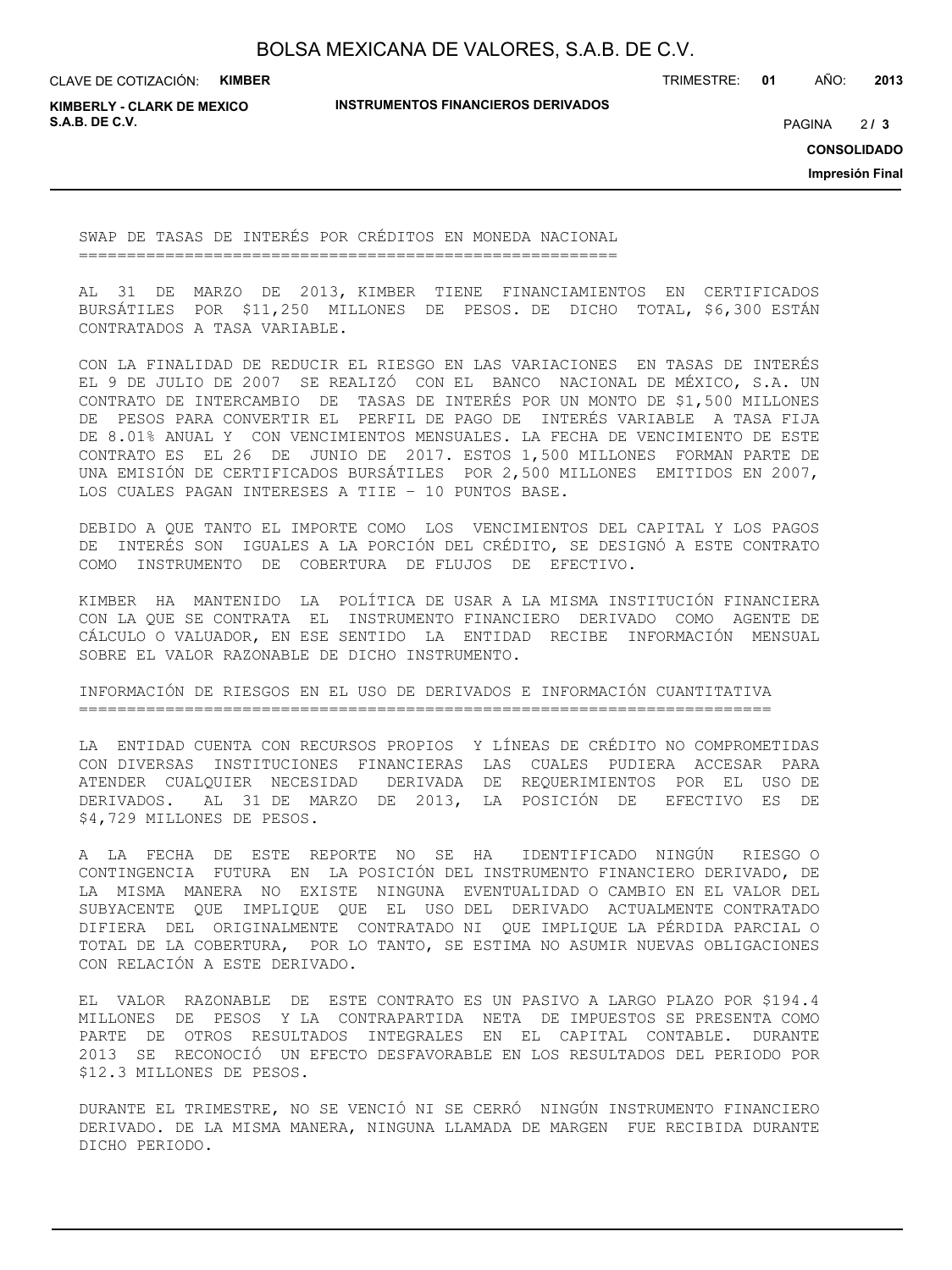## SWAP DE TASAS DE INTERÉS POR CRÉDITOS EN MONEDA NACIONAL

AL 31 DE MARZO DE 2013, KIMBER TIENE FINANCIAMIENTOS EN CERTIFICADOS BURSÁTILES POR $11,250 MILLONES DE PESOS. DE DICHO TOTAL, $6,300 ESTÁN CONTRATADOS A TASA VARIABLE.

CON LA FINALIDAD DE REDUCIR EL RIESGO EN LAS VARIACIONES EN TASAS DE INTERÉS EL 9 DE JULIO DE 2007 SE REALIZÓ CON EL BANCO NACIONAL DE MÉXICO, S.A. UN CONTRATO DE INTERCAMBIO DE TASAS DE INTERÉS POR UN MONTO DE $1,500 MILLONES DE PESOS PARA CONVERTIR EL PERFIL DE PAGO DE INTERÉS VARIABLE A TASA FIJA DE 8.01% ANUAL Y CON VENCIMIENTOS MENSUALES. LA FECHA DE VENCIMIENTO DE ESTE CONTRATO ES EL 26 DE JUNIO DE 2017. ESTOS 1,500 MILLONES FORMAN PARTE DE UNA EMISIÓN DE CERTIFICADOS BURSÁTILES POR 2,500 MILLONES EMITIDOS EN 2007, LOS CUALES PAGAN INTERESES A TIIE – 10 PUNTOS BASE.

DEBIDO A QUE TANTO EL IMPORTE COMO LOS VENCIMIENTOS DEL CAPITAL Y LOS PAGOS DE INTERÉS SON IGUALES A LA PORCIÓN DEL CRÉDITO, SE DESIGNÓ A ESTE CONTRATO COMO INSTRUMENTO DE COBERTURA DE FLUJOS DE EFECTIVO.

KIMBER HA MANTENIDO LA POLÍTICA DE USAR A LA MISMA INSTITUCIÓN FINANCIERA CON LA QUE SE CONTRATA EL INSTRUMENTO FINANCIERO DERIVADO COMO AGENTE DE CÁLCULO O VALUADOR, EN ESE SENTIDO LA ENTIDAD RECIBE INFORMACIÓN MENSUAL SOBRE EL VALOR RAZONABLE DE DICHO INSTRUMENTO.

## INFORMACIÓN DE RIESGOS EN EL USO DE DERIVADOS E INFORMACIÓN CUANTITATIVA

LA ENTIDAD CUENTA CON RECURSOS PROPIOS Y LÍNEAS DE CRÉDITO NO COMPROMETIDAS CON DIVERSAS INSTITUCIONES FINANCIERAS LAS CUALES PUDIERA ACCESAR PARA ATENDER CUALQUIER NECESIDAD DERIVADA DE REQUERIMIENTOS POR EL USO DE DERIVADOS. AL 31 DE MARZO DE 2013, LA POSICIÓN DE EFECTIVO ES DE $4,729 MILLONES DE PESOS.

A LA FECHA DE ESTE REPORTE NO SE HA IDENTIFICADO NINGÚN RIESGO O CONTINGENCIA FUTURA EN LA POSICIÓN DEL INSTRUMENTO FINANCIERO DERIVADO, DE LA MISMA MANERA NO EXISTE NINGUNA EVENTUALIDAD O CAMBIO EN EL VALOR DEL SUBYACENTE QUE IMPLIQUE QUE EL USO DEL DERIVADO ACTUALMENTE CONTRATADO DIFIERA DEL ORIGINALMENTE CONTRATADO NI QUE IMPLIQUE LA PÉRDIDA PARCIAL O TOTAL DE LA COBERTURA, POR LO TANTO, SE ESTIMA NO ASUMIR NUEVAS OBLIGACIONES CON RELACIÓN A ESTE DERIVADO.

EL VALOR RAZONABLE DE ESTE CONTRATO ES UN PASIVO A LARGO PLAZO POR $194.4 MILLONES DE PESOS Y LA CONTRAPARTIDA NETA DE IMPUESTOS SE PRESENTA COMO PARTE DE OTROS RESULTADOS INTEGRALES EN EL CAPITAL CONTABLE. DURANTE 2013 SE RECONOCIÓ UN EFECTO DESFAVORABLE EN LOS RESULTADOS DEL PERIODO POR $12.3 MILLONES DE PESOS.

DURANTE EL TRIMESTRE, NO SE VENCIÓ NI SE CERRÓ NINGÚN INSTRUMENTO FINANCIERO DERIVADO. DE LA MISMA MANERA, NINGUNA LLAMADA DE MARGEN FUE RECIBIDA DURANTE DICHO PERIODO.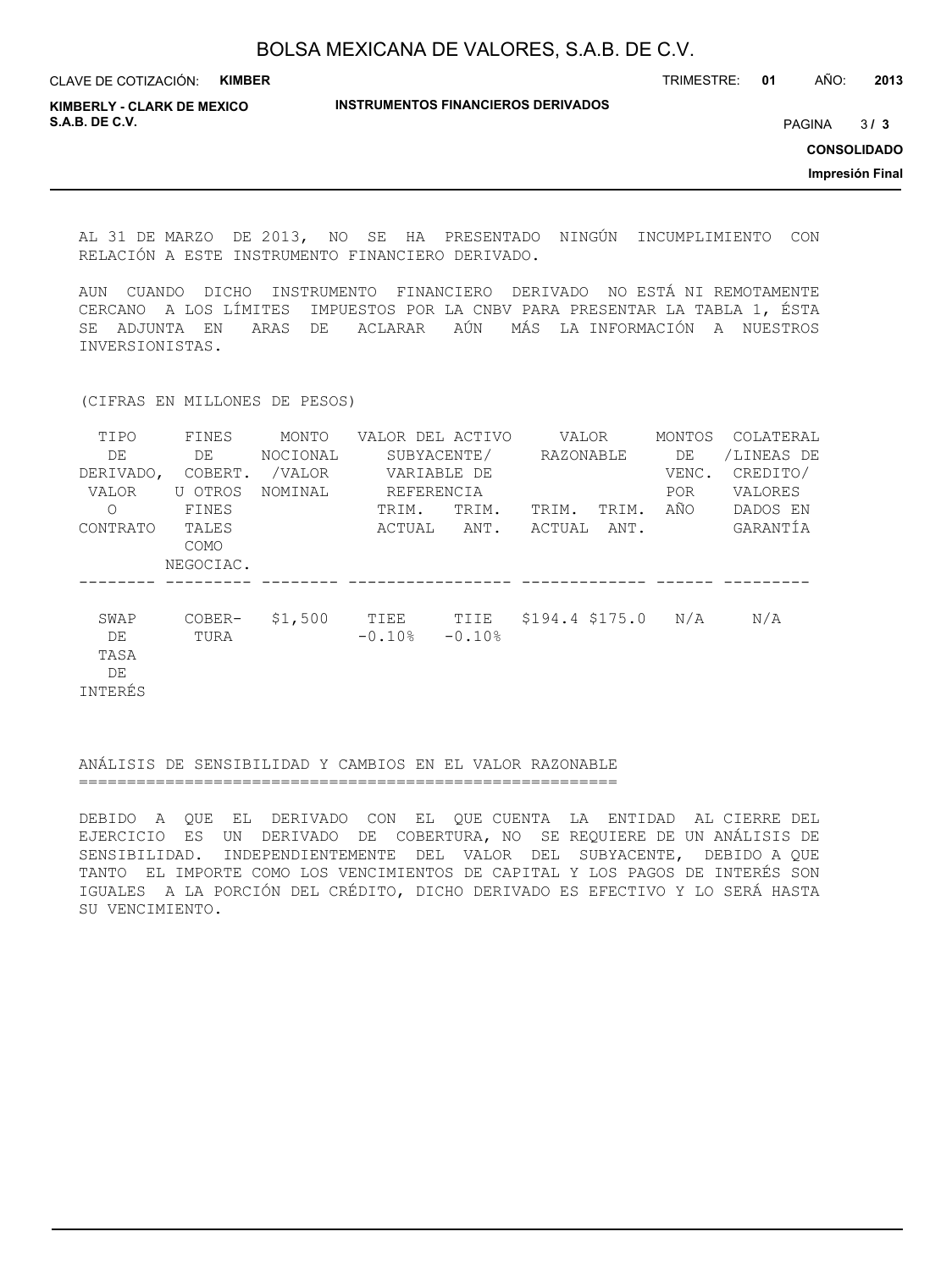AL 31 DE MARZO DE 2013, NO SE HA PRESENTADO NINGÚN INCUMPLIMIENTO CON RELACIÓN A ESTE INSTRUMENTO FINANCIERO DERIVADO.

AUN CUANDO DICHO INSTRUMENTO FINANCIERO DERIVADO NO ESTÁ NI REMOTAMENTE CERCANO A LOS LÍMITES IMPUESTOS POR LA CNBV PARA PRESENTAR LA TABLA 1, ÉSTA SE ADJUNTA EN ARAS DE ACLARAR AÚN MÁS LA INFORMACIÓN A NUESTROS INVERSIONISTAS.

(CIFRAS EN MILLONES DE PESOS)

| TIPO DE DERIVADO, VALOR O CONTRATO | FINES DE COBERT. U OTROS FINES TALES COMO NEGOCIAC. | MONTO NOCIONAL /VALOR NOMINAL | VALOR DEL ACTIVO SUBYACENTE/ VARIABLE DE REFERENCIA | | VALOR RAZONABLE | | MONTOS DE VENC. POR AÑO | COLATERAL /LINEAS DE CREDITO/ VALORES DADOS EN GARANTÍA |
|---|---|---|---|---|---|---|---|---|
| | | | TRIM. ACTUAL | TRIM. ANT. | TRIM. ACTUAL | TRIM. ANT. | | |
| SWAP DE TASA DE INTERÉS | COBERTURA | \$1,500 | TIEE -0.10% | TIIE -0.10% | \$194.4 | \$175.0 | N/A | N/A |

## ANÁLISIS DE SENSIBILIDAD Y CAMBIOS EN EL VALOR RAZONABLE

DEBIDO A QUE EL DERIVADO CON EL QUE CUENTA LA ENTIDAD AL CIERRE DEL EJERCICIO ES UN DERIVADO DE COBERTURA, NO SE REQUIERE DE UN ANÁLISIS DE SENSIBILIDAD. INDEPENDIENTEMENTE DEL VALOR DEL SUBYACENTE, DEBIDO A QUE TANTO EL IMPORTE COMO LOS VENCIMIENTOS DE CAPITAL Y LOS PAGOS DE INTERÉS SON IGUALES A LA PORCIÓN DEL CRÉDITO, DICHO DERIVADO ES EFECTIVO Y LO SERÁ HASTA SU VENCIMIENTO.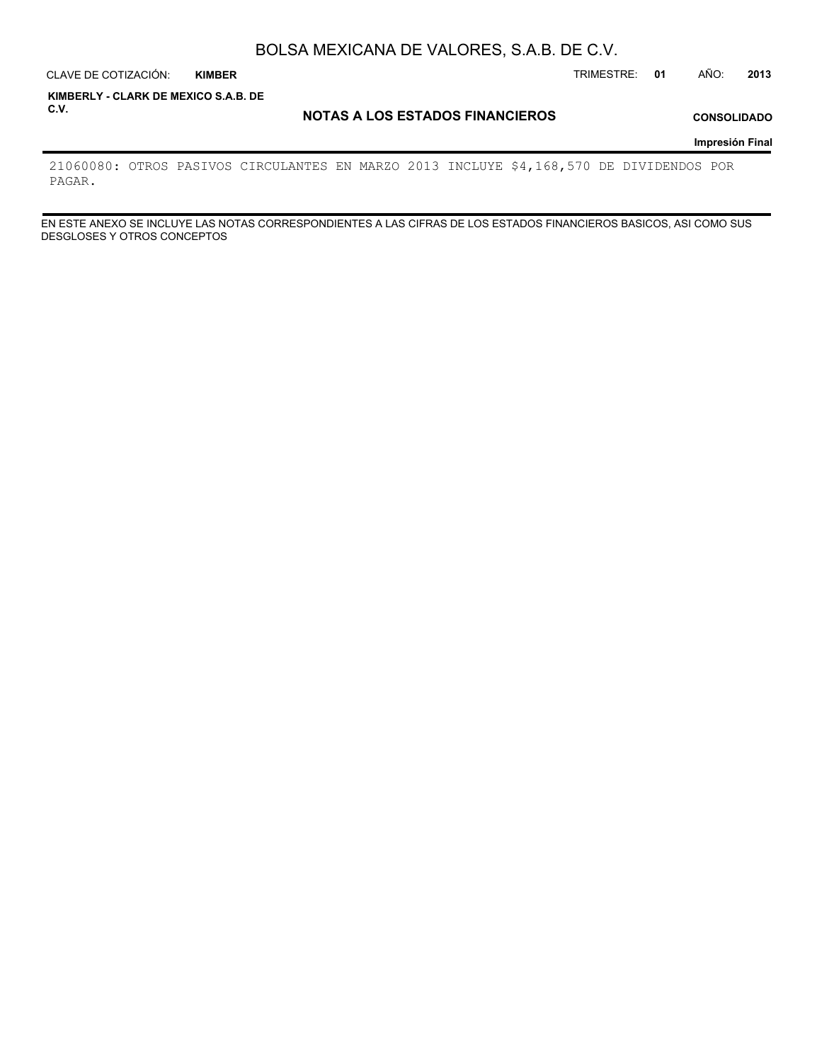# NOTAS A LOS ESTADOS FINANCIEROS

CLAVE DE COTIZACIÓN: **KIMBER**

TRIMESTRE: **01** AÑO: **2013**

**KIMBERLY - CLARK DE MEXICO S.A.B. DE C.V.**

**CONSOLIDADO**

**Impresión Final**

21060080: OTROS PASIVOS CIRCULANTES EN MARZO 2013 INCLUYE $4,168,570 DE DIVIDENDOS POR PAGAR.

EN ESTE ANEXO SE INCLUYE LAS NOTAS CORRESPONDIENTES A LAS CIFRAS DE LOS ESTADOS FINANCIEROS BASICOS, ASI COMO SUS DESGLOSES Y OTROS CONCEPTOS